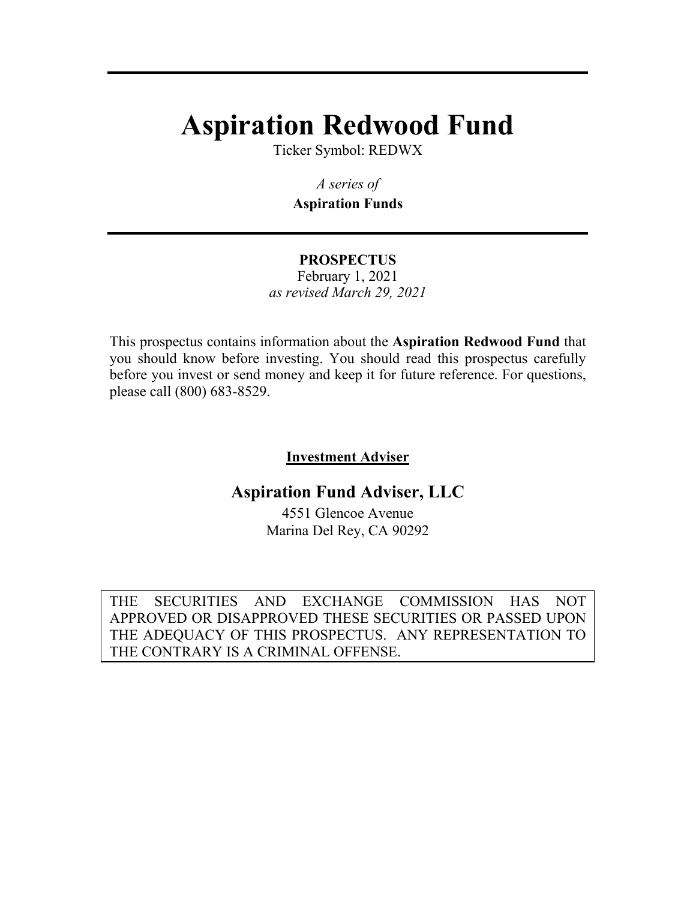# Aspiration Redwood Fund

Ticker Symbol: REDWX

*A series of*

**Aspiration Funds**

---

**PROSPECTUS**

February 1, 2021

*as revised March 29, 2021*

This prospectus contains information about the **Aspiration Redwood Fund** that you should know before investing. You should read this prospectus carefully before you invest or send money and keep it for future reference. For questions, please call (800) 683-8529.

**Investment Adviser**

## Aspiration Fund Adviser, LLC

4551 Glencoe Avenue
Marina Del Rey, CA 90292

THE SECURITIES AND EXCHANGE COMMISSION HAS NOT APPROVED OR DISAPPROVED THESE SECURITIES OR PASSED UPON THE ADEQUACY OF THIS PROSPECTUS. ANY REPRESENTATION TO THE CONTRARY IS A CRIMINAL OFFENSE.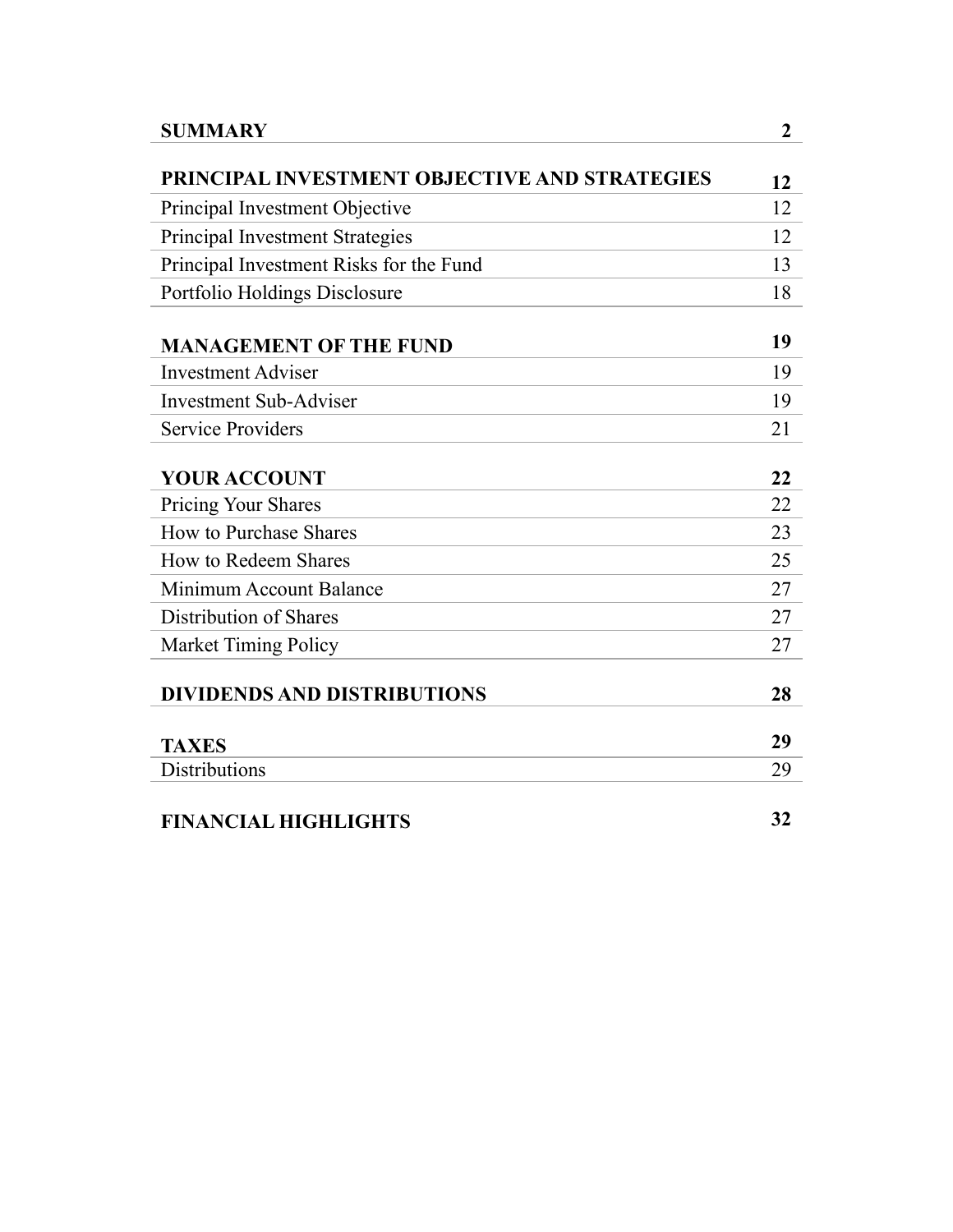| | |
|---|---|
| **SUMMARY** | **2** |
| **PRINCIPAL INVESTMENT OBJECTIVE AND STRATEGIES** | **12** |
| Principal Investment Objective | 12 |
| Principal Investment Strategies | 12 |
| Principal Investment Risks for the Fund | 13 |
| Portfolio Holdings Disclosure | 18 |
| **MANAGEMENT OF THE FUND** | **19** |
| Investment Adviser | 19 |
| Investment Sub-Adviser | 19 |
| Service Providers | 21 |
| **YOUR ACCOUNT** | **22** |
| Pricing Your Shares | 22 |
| How to Purchase Shares | 23 |
| How to Redeem Shares | 25 |
| Minimum Account Balance | 27 |
| Distribution of Shares | 27 |
| Market Timing Policy | 27 |
| **DIVIDENDS AND DISTRIBUTIONS** | **28** |
| **TAXES** | **29** |
| Distributions | 29 |
| **FINANCIAL HIGHLIGHTS** | **32** |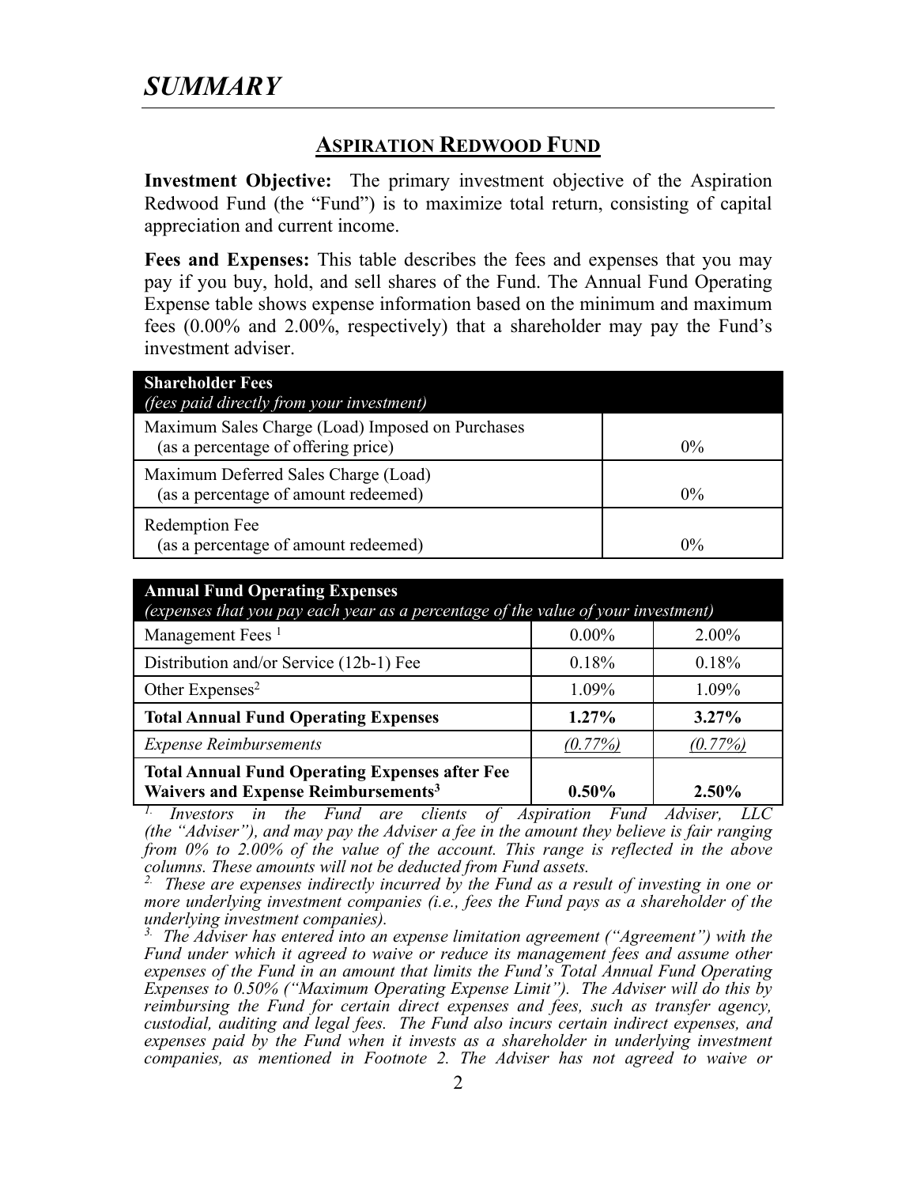# *SUMMARY*

## ASPIRATION REDWOOD FUND

**Investment Objective:** The primary investment objective of the Aspiration Redwood Fund (the "Fund") is to maximize total return, consisting of capital appreciation and current income.

**Fees and Expenses:** This table describes the fees and expenses that you may pay if you buy, hold, and sell shares of the Fund. The Annual Fund Operating Expense table shows expense information based on the minimum and maximum fees (0.00% and 2.00%, respectively) that a shareholder may pay the Fund's investment adviser.

| **Shareholder Fees** *(fees paid directly from your investment)* | |
|---|---|
| Maximum Sales Charge (Load) Imposed on Purchases (as a percentage of offering price) | 0% |
| Maximum Deferred Sales Charge (Load) (as a percentage of amount redeemed) | 0% |
| Redemption Fee (as a percentage of amount redeemed) | 0% |

| **Annual Fund Operating Expenses** *(expenses that you pay each year as a percentage of the value of your investment)* | | |
|---|---|---|
| Management Fees [1] | 0.00% | 2.00% |
| Distribution and/or Service (12b-1) Fee | 0.18% | 0.18% |
| Other Expenses[2] | 1.09% | 1.09% |
| **Total Annual Fund Operating Expenses** | **1.27%** | **3.27%** |
| *Expense Reimbursements* | *(0.77%)* | *(0.77%)* |
| **Total Annual Fund Operating Expenses after Fee Waivers and Expense Reimbursements[3]** | **0.50%** | **2.50%** |

*[1] Investors in the Fund are clients of Aspiration Fund Adviser, LLC (the "Adviser"), and may pay the Adviser a fee in the amount they believe is fair ranging from 0% to 2.00% of the value of the account. This range is reflected in the above columns. These amounts will not be deducted from Fund assets.*

*[2] These are expenses indirectly incurred by the Fund as a result of investing in one or more underlying investment companies (i.e., fees the Fund pays as a shareholder of the underlying investment companies).*

*[3] The Adviser has entered into an expense limitation agreement ("Agreement") with the Fund under which it agreed to waive or reduce its management fees and assume other expenses of the Fund in an amount that limits the Fund's Total Annual Fund Operating Expenses to 0.50% ("Maximum Operating Expense Limit"). The Adviser will do this by reimbursing the Fund for certain direct expenses and fees, such as transfer agency, custodial, auditing and legal fees. The Fund also incurs certain indirect expenses, and expenses paid by the Fund when it invests as a shareholder in underlying investment companies, as mentioned in Footnote 2. The Adviser has not agreed to waive or*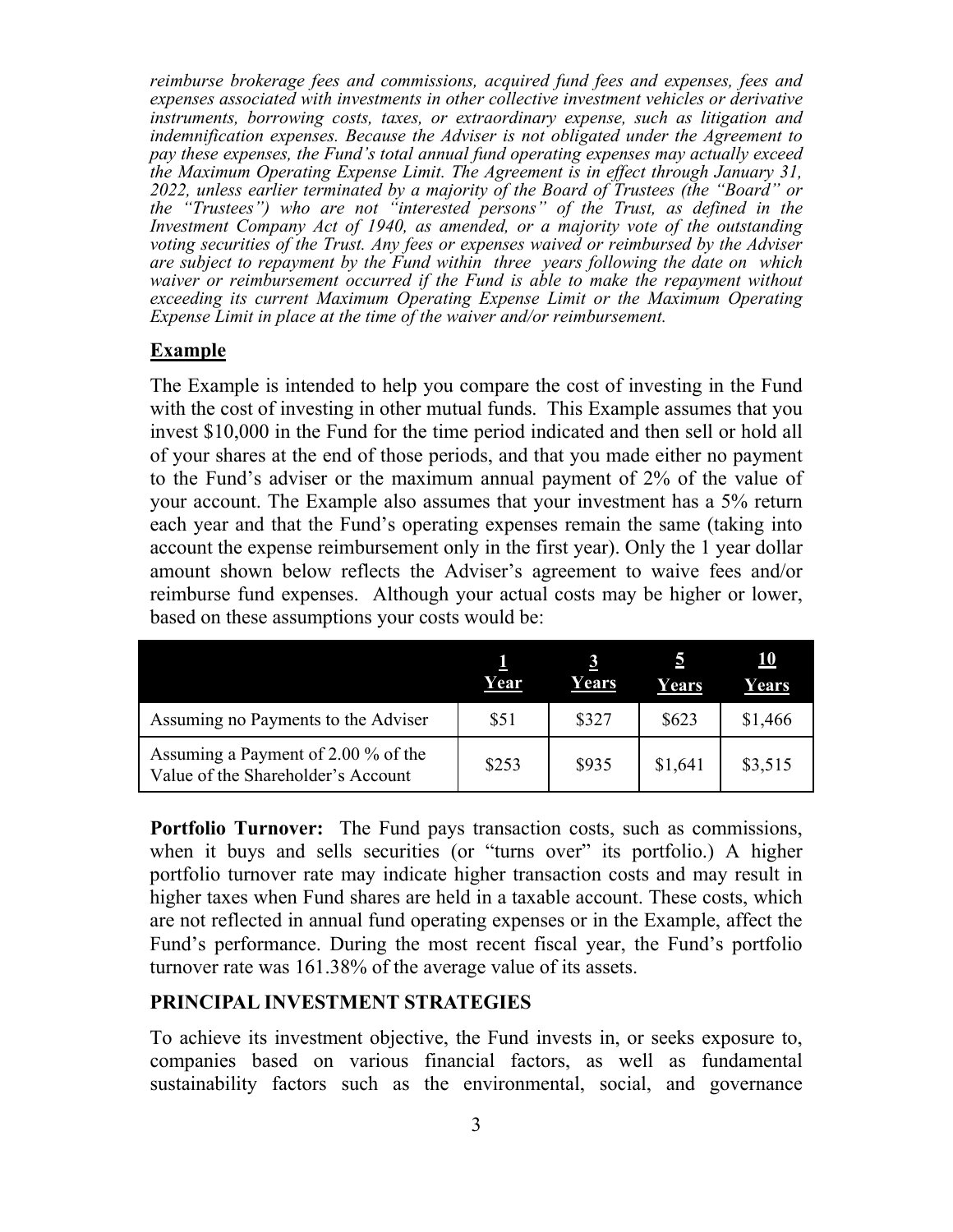*reimburse brokerage fees and commissions, acquired fund fees and expenses, fees and expenses associated with investments in other collective investment vehicles or derivative instruments, borrowing costs, taxes, or extraordinary expense, such as litigation and indemnification expenses. Because the Adviser is not obligated under the Agreement to pay these expenses, the Fund's total annual fund operating expenses may actually exceed the Maximum Operating Expense Limit. The Agreement is in effect through January 31, 2022, unless earlier terminated by a majority of the Board of Trustees (the "Board" or the "Trustees") who are not "interested persons" of the Trust, as defined in the Investment Company Act of 1940, as amended, or a majority vote of the outstanding voting securities of the Trust. Any fees or expenses waived or reimbursed by the Adviser are subject to repayment by the Fund within three years following the date on which waiver or reimbursement occurred if the Fund is able to make the repayment without exceeding its current Maximum Operating Expense Limit or the Maximum Operating Expense Limit in place at the time of the waiver and/or reimbursement.*

## Example

The Example is intended to help you compare the cost of investing in the Fund with the cost of investing in other mutual funds. This Example assumes that you invest $10,000 in the Fund for the time period indicated and then sell or hold all of your shares at the end of those periods, and that you made either no payment to the Fund's adviser or the maximum annual payment of 2% of the value of your account. The Example also assumes that your investment has a 5% return each year and that the Fund's operating expenses remain the same (taking into account the expense reimbursement only in the first year). Only the 1 year dollar amount shown below reflects the Adviser's agreement to waive fees and/or reimburse fund expenses. Although your actual costs may be higher or lower, based on these assumptions your costs would be:

| | 1 Year | 3 Years | 5 Years | 10 Years |
|---|---|---|---|---|
| Assuming no Payments to the Adviser | $51 | $327 | $623 | $1,466 |
| Assuming a Payment of 2.00 % of the Value of the Shareholder's Account | $253 | $935 | $1,641 | $3,515 |

**Portfolio Turnover:** The Fund pays transaction costs, such as commissions, when it buys and sells securities (or "turns over" its portfolio.) A higher portfolio turnover rate may indicate higher transaction costs and may result in higher taxes when Fund shares are held in a taxable account. These costs, which are not reflected in annual fund operating expenses or in the Example, affect the Fund's performance. During the most recent fiscal year, the Fund's portfolio turnover rate was 161.38% of the average value of its assets.

## PRINCIPAL INVESTMENT STRATEGIES

To achieve its investment objective, the Fund invests in, or seeks exposure to, companies based on various financial factors, as well as fundamental sustainability factors such as the environmental, social, and governance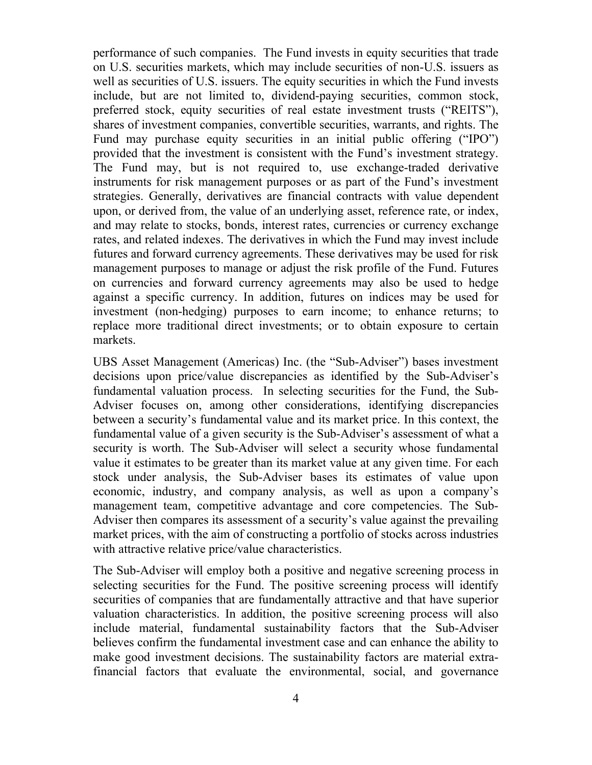performance of such companies. The Fund invests in equity securities that trade on U.S. securities markets, which may include securities of non-U.S. issuers as well as securities of U.S. issuers. The equity securities in which the Fund invests include, but are not limited to, dividend-paying securities, common stock, preferred stock, equity securities of real estate investment trusts ("REITS"), shares of investment companies, convertible securities, warrants, and rights. The Fund may purchase equity securities in an initial public offering ("IPO") provided that the investment is consistent with the Fund's investment strategy. The Fund may, but is not required to, use exchange-traded derivative instruments for risk management purposes or as part of the Fund's investment strategies. Generally, derivatives are financial contracts with value dependent upon, or derived from, the value of an underlying asset, reference rate, or index, and may relate to stocks, bonds, interest rates, currencies or currency exchange rates, and related indexes. The derivatives in which the Fund may invest include futures and forward currency agreements. These derivatives may be used for risk management purposes to manage or adjust the risk profile of the Fund. Futures on currencies and forward currency agreements may also be used to hedge against a specific currency. In addition, futures on indices may be used for investment (non-hedging) purposes to earn income; to enhance returns; to replace more traditional direct investments; or to obtain exposure to certain markets.

UBS Asset Management (Americas) Inc. (the "Sub-Adviser") bases investment decisions upon price/value discrepancies as identified by the Sub-Adviser's fundamental valuation process. In selecting securities for the Fund, the Sub-Adviser focuses on, among other considerations, identifying discrepancies between a security's fundamental value and its market price. In this context, the fundamental value of a given security is the Sub-Adviser's assessment of what a security is worth. The Sub-Adviser will select a security whose fundamental value it estimates to be greater than its market value at any given time. For each stock under analysis, the Sub-Adviser bases its estimates of value upon economic, industry, and company analysis, as well as upon a company's management team, competitive advantage and core competencies. The Sub-Adviser then compares its assessment of a security's value against the prevailing market prices, with the aim of constructing a portfolio of stocks across industries with attractive relative price/value characteristics.

The Sub-Adviser will employ both a positive and negative screening process in selecting securities for the Fund. The positive screening process will identify securities of companies that are fundamentally attractive and that have superior valuation characteristics. In addition, the positive screening process will also include material, fundamental sustainability factors that the Sub-Adviser believes confirm the fundamental investment case and can enhance the ability to make good investment decisions. The sustainability factors are material extra-financial factors that evaluate the environmental, social, and governance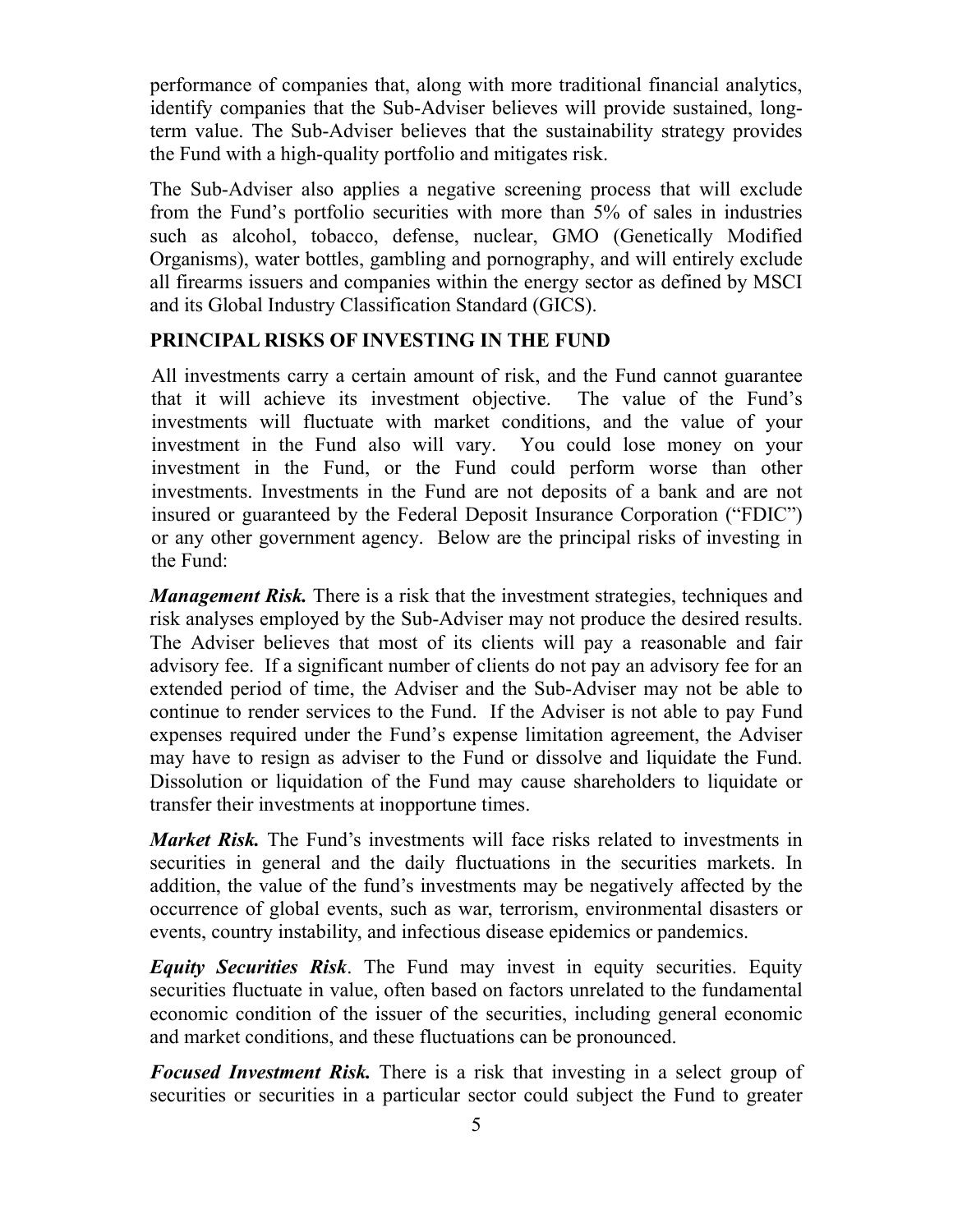performance of companies that, along with more traditional financial analytics, identify companies that the Sub-Adviser believes will provide sustained, long-term value. The Sub-Adviser believes that the sustainability strategy provides the Fund with a high-quality portfolio and mitigates risk.

The Sub-Adviser also applies a negative screening process that will exclude from the Fund's portfolio securities with more than 5% of sales in industries such as alcohol, tobacco, defense, nuclear, GMO (Genetically Modified Organisms), water bottles, gambling and pornography, and will entirely exclude all firearms issuers and companies within the energy sector as defined by MSCI and its Global Industry Classification Standard (GICS).

## PRINCIPAL RISKS OF INVESTING IN THE FUND

All investments carry a certain amount of risk, and the Fund cannot guarantee that it will achieve its investment objective. The value of the Fund's investments will fluctuate with market conditions, and the value of your investment in the Fund also will vary. You could lose money on your investment in the Fund, or the Fund could perform worse than other investments. Investments in the Fund are not deposits of a bank and are not insured or guaranteed by the Federal Deposit Insurance Corporation ("FDIC") or any other government agency. Below are the principal risks of investing in the Fund:

***Management Risk.*** There is a risk that the investment strategies, techniques and risk analyses employed by the Sub-Adviser may not produce the desired results. The Adviser believes that most of its clients will pay a reasonable and fair advisory fee. If a significant number of clients do not pay an advisory fee for an extended period of time, the Adviser and the Sub-Adviser may not be able to continue to render services to the Fund. If the Adviser is not able to pay Fund expenses required under the Fund's expense limitation agreement, the Adviser may have to resign as adviser to the Fund or dissolve and liquidate the Fund. Dissolution or liquidation of the Fund may cause shareholders to liquidate or transfer their investments at inopportune times.

***Market Risk.*** The Fund's investments will face risks related to investments in securities in general and the daily fluctuations in the securities markets. In addition, the value of the fund's investments may be negatively affected by the occurrence of global events, such as war, terrorism, environmental disasters or events, country instability, and infectious disease epidemics or pandemics.

***Equity Securities Risk***. The Fund may invest in equity securities. Equity securities fluctuate in value, often based on factors unrelated to the fundamental economic condition of the issuer of the securities, including general economic and market conditions, and these fluctuations can be pronounced.

***Focused Investment Risk.*** There is a risk that investing in a select group of securities or securities in a particular sector could subject the Fund to greater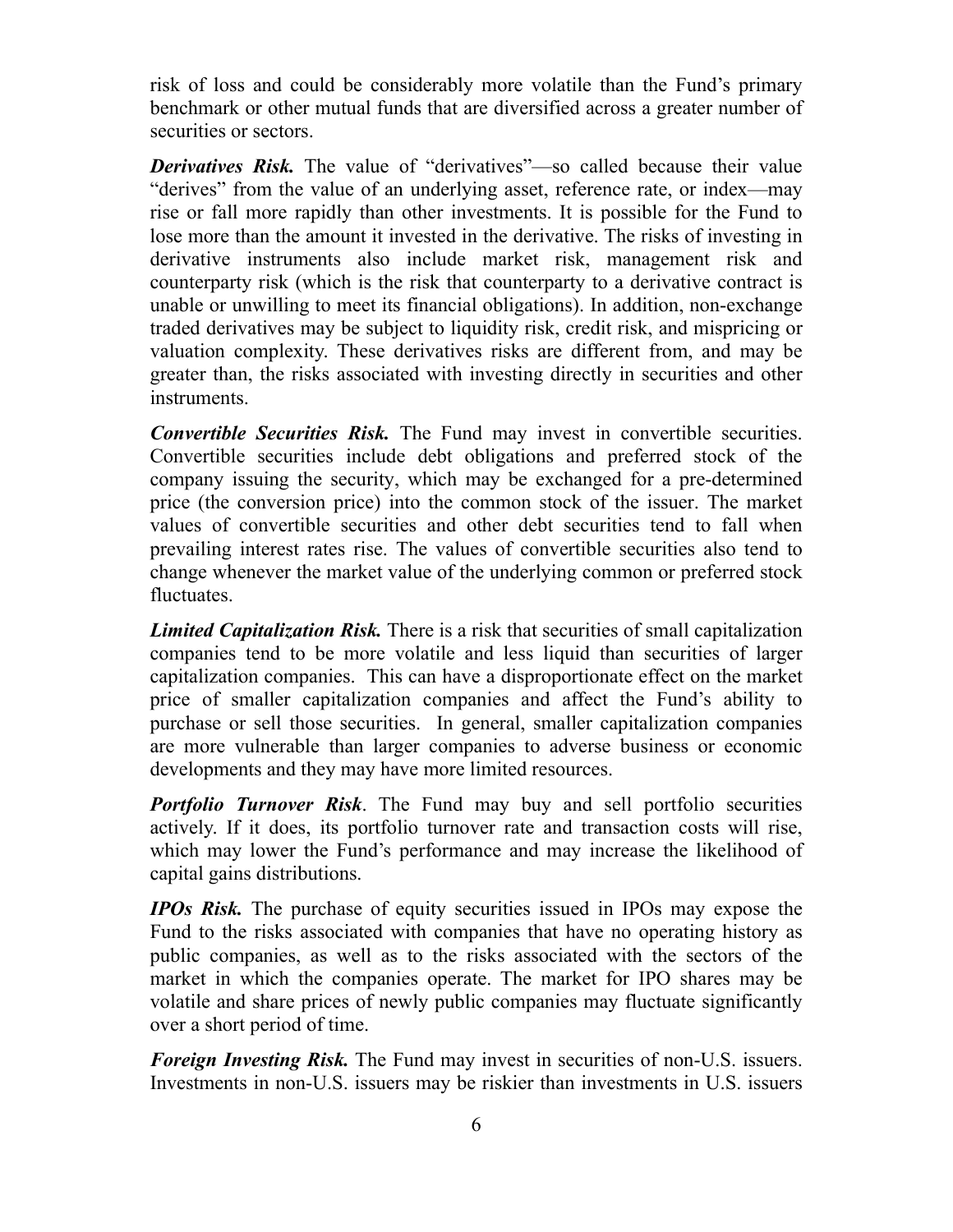risk of loss and could be considerably more volatile than the Fund's primary benchmark or other mutual funds that are diversified across a greater number of securities or sectors.

***Derivatives Risk.*** The value of "derivatives"—so called because their value "derives" from the value of an underlying asset, reference rate, or index—may rise or fall more rapidly than other investments. It is possible for the Fund to lose more than the amount it invested in the derivative. The risks of investing in derivative instruments also include market risk, management risk and counterparty risk (which is the risk that counterparty to a derivative contract is unable or unwilling to meet its financial obligations). In addition, non-exchange traded derivatives may be subject to liquidity risk, credit risk, and mispricing or valuation complexity. These derivatives risks are different from, and may be greater than, the risks associated with investing directly in securities and other instruments.

***Convertible Securities Risk.*** The Fund may invest in convertible securities. Convertible securities include debt obligations and preferred stock of the company issuing the security, which may be exchanged for a pre-determined price (the conversion price) into the common stock of the issuer. The market values of convertible securities and other debt securities tend to fall when prevailing interest rates rise. The values of convertible securities also tend to change whenever the market value of the underlying common or preferred stock fluctuates.

***Limited Capitalization Risk.*** There is a risk that securities of small capitalization companies tend to be more volatile and less liquid than securities of larger capitalization companies. This can have a disproportionate effect on the market price of smaller capitalization companies and affect the Fund's ability to purchase or sell those securities. In general, smaller capitalization companies are more vulnerable than larger companies to adverse business or economic developments and they may have more limited resources.

***Portfolio Turnover Risk***. The Fund may buy and sell portfolio securities actively. If it does, its portfolio turnover rate and transaction costs will rise, which may lower the Fund's performance and may increase the likelihood of capital gains distributions.

***IPOs Risk.*** The purchase of equity securities issued in IPOs may expose the Fund to the risks associated with companies that have no operating history as public companies, as well as to the risks associated with the sectors of the market in which the companies operate. The market for IPO shares may be volatile and share prices of newly public companies may fluctuate significantly over a short period of time.

***Foreign Investing Risk.*** The Fund may invest in securities of non-U.S. issuers. Investments in non-U.S. issuers may be riskier than investments in U.S. issuers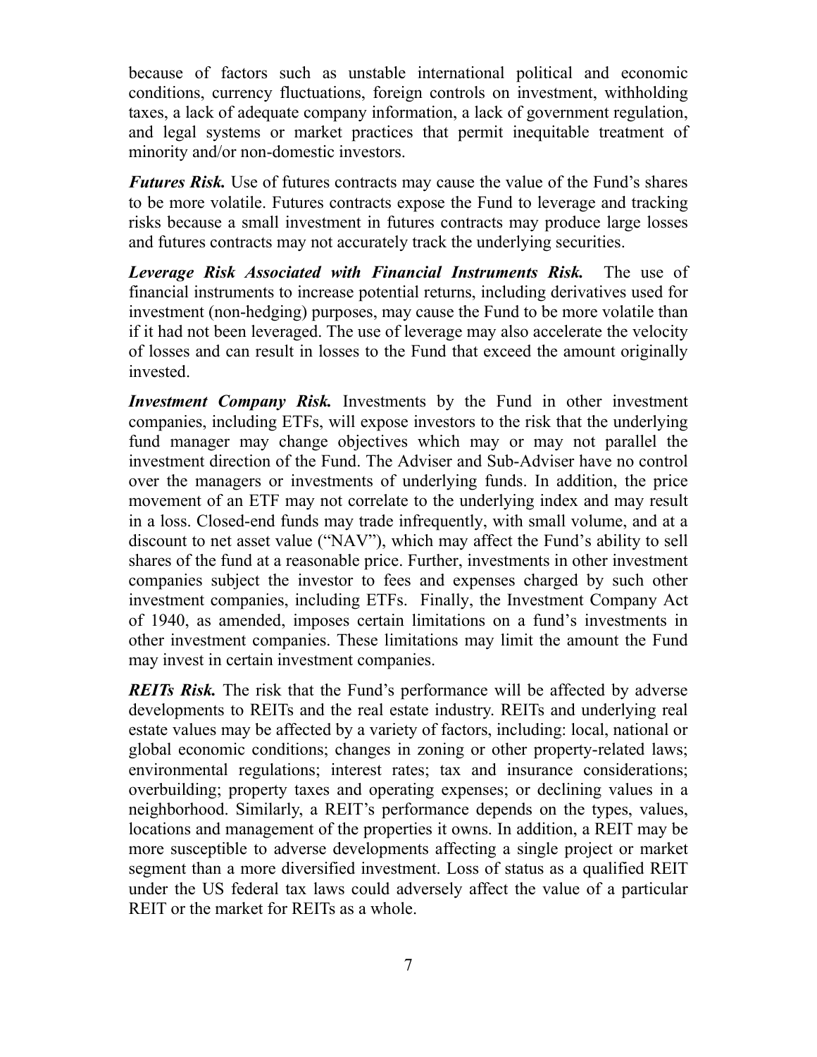because of factors such as unstable international political and economic conditions, currency fluctuations, foreign controls on investment, withholding taxes, a lack of adequate company information, a lack of government regulation, and legal systems or market practices that permit inequitable treatment of minority and/or non-domestic investors.

***Futures Risk.*** Use of futures contracts may cause the value of the Fund's shares to be more volatile. Futures contracts expose the Fund to leverage and tracking risks because a small investment in futures contracts may produce large losses and futures contracts may not accurately track the underlying securities.

***Leverage Risk Associated with Financial Instruments Risk.*** The use of financial instruments to increase potential returns, including derivatives used for investment (non-hedging) purposes, may cause the Fund to be more volatile than if it had not been leveraged. The use of leverage may also accelerate the velocity of losses and can result in losses to the Fund that exceed the amount originally invested.

***Investment Company Risk.*** Investments by the Fund in other investment companies, including ETFs, will expose investors to the risk that the underlying fund manager may change objectives which may or may not parallel the investment direction of the Fund. The Adviser and Sub-Adviser have no control over the managers or investments of underlying funds. In addition, the price movement of an ETF may not correlate to the underlying index and may result in a loss. Closed-end funds may trade infrequently, with small volume, and at a discount to net asset value ("NAV"), which may affect the Fund's ability to sell shares of the fund at a reasonable price. Further, investments in other investment companies subject the investor to fees and expenses charged by such other investment companies, including ETFs. Finally, the Investment Company Act of 1940, as amended, imposes certain limitations on a fund's investments in other investment companies. These limitations may limit the amount the Fund may invest in certain investment companies.

***REITs Risk.*** The risk that the Fund's performance will be affected by adverse developments to REITs and the real estate industry. REITs and underlying real estate values may be affected by a variety of factors, including: local, national or global economic conditions; changes in zoning or other property-related laws; environmental regulations; interest rates; tax and insurance considerations; overbuilding; property taxes and operating expenses; or declining values in a neighborhood. Similarly, a REIT's performance depends on the types, values, locations and management of the properties it owns. In addition, a REIT may be more susceptible to adverse developments affecting a single project or market segment than a more diversified investment. Loss of status as a qualified REIT under the US federal tax laws could adversely affect the value of a particular REIT or the market for REITs as a whole.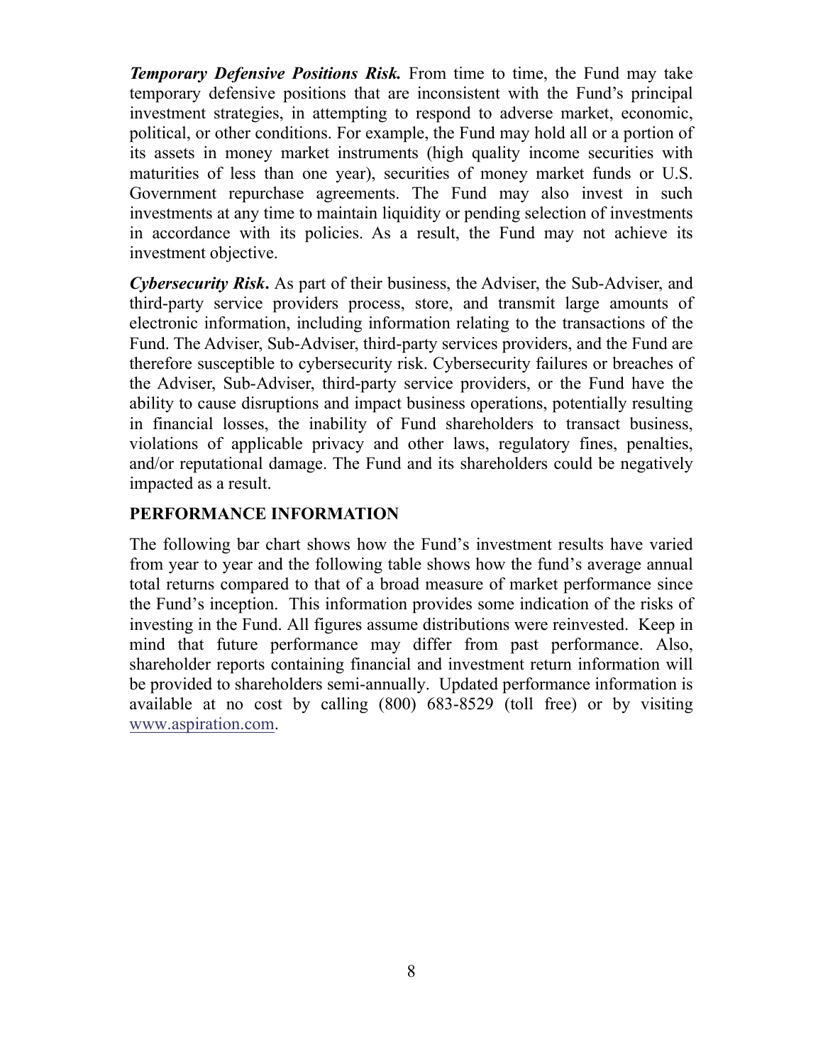***Temporary Defensive Positions Risk.*** From time to time, the Fund may take temporary defensive positions that are inconsistent with the Fund's principal investment strategies, in attempting to respond to adverse market, economic, political, or other conditions. For example, the Fund may hold all or a portion of its assets in money market instruments (high quality income securities with maturities of less than one year), securities of money market funds or U.S. Government repurchase agreements. The Fund may also invest in such investments at any time to maintain liquidity or pending selection of investments in accordance with its policies. As a result, the Fund may not achieve its investment objective.

***Cybersecurity Risk*.** As part of their business, the Adviser, the Sub-Adviser, and third-party service providers process, store, and transmit large amounts of electronic information, including information relating to the transactions of the Fund. The Adviser, Sub-Adviser, third-party services providers, and the Fund are therefore susceptible to cybersecurity risk. Cybersecurity failures or breaches of the Adviser, Sub-Adviser, third-party service providers, or the Fund have the ability to cause disruptions and impact business operations, potentially resulting in financial losses, the inability of Fund shareholders to transact business, violations of applicable privacy and other laws, regulatory fines, penalties, and/or reputational damage. The Fund and its shareholders could be negatively impacted as a result.

## PERFORMANCE INFORMATION

The following bar chart shows how the Fund's investment results have varied from year to year and the following table shows how the fund's average annual total returns compared to that of a broad measure of market performance since the Fund's inception. This information provides some indication of the risks of investing in the Fund. All figures assume distributions were reinvested. Keep in mind that future performance may differ from past performance. Also, shareholder reports containing financial and investment return information will be provided to shareholders semi-annually. Updated performance information is available at no cost by calling (800) 683-8529 (toll free) or by visiting www.aspiration.com.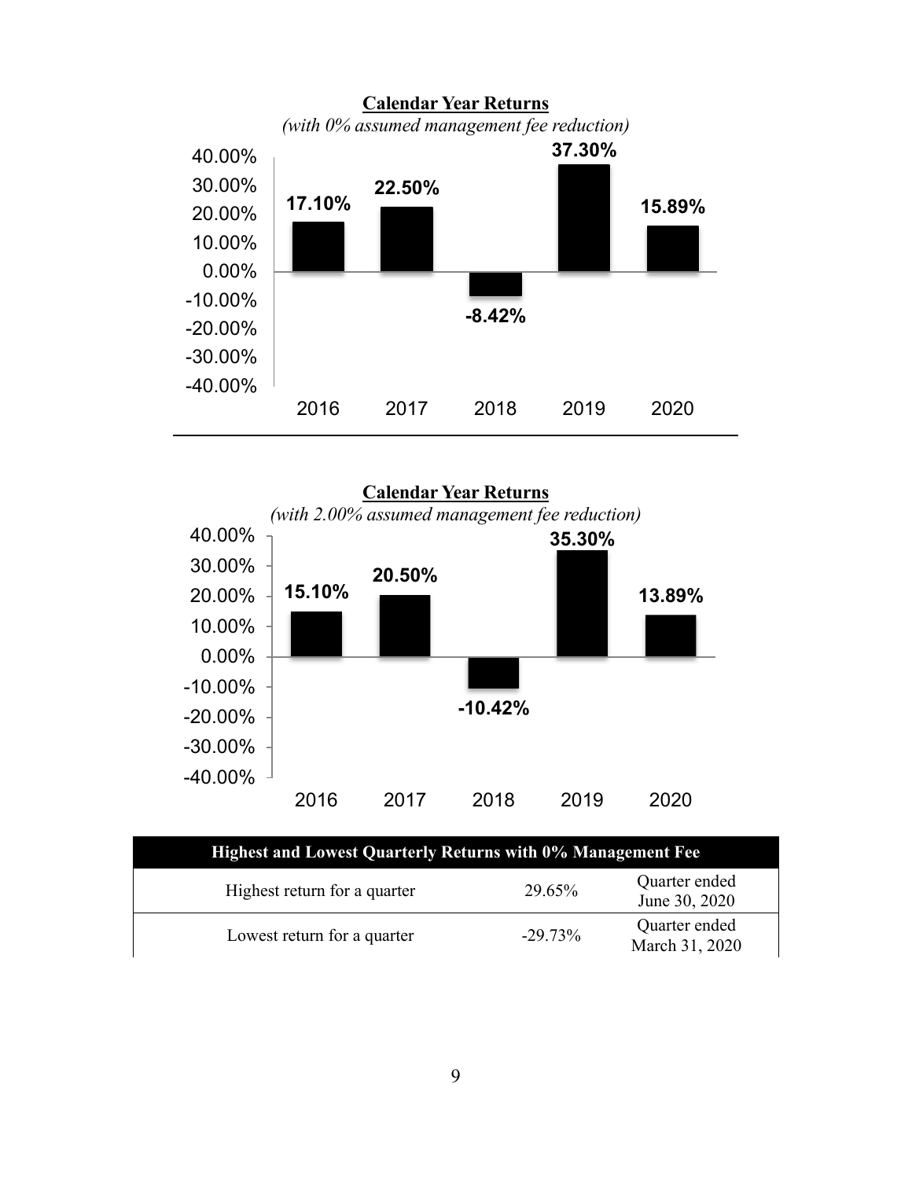**Calendar Year Returns**

*(with 0% assumed management fee reduction)*

| 2016 | 2017 | 2018 | 2019 | 2020 |
|---|---|---|---|---|
| 17.10% | 22.50% | -8.42% | 37.30% | 15.89% |

**Calendar Year Returns**

*(with 2.00% assumed management fee reduction)*

| 2016 | 2017 | 2018 | 2019 | 2020 |
|---|---|---|---|---|
| 15.10% | 20.50% | -10.42% | 35.30% | 13.89% |

| Highest and Lowest Quarterly Returns with 0% Management Fee | | |
|---|---|---|
| Highest return for a quarter | 29.65% | Quarter ended June 30, 2020 |
| Lowest return for a quarter | -29.73% | Quarter ended March 31, 2020 |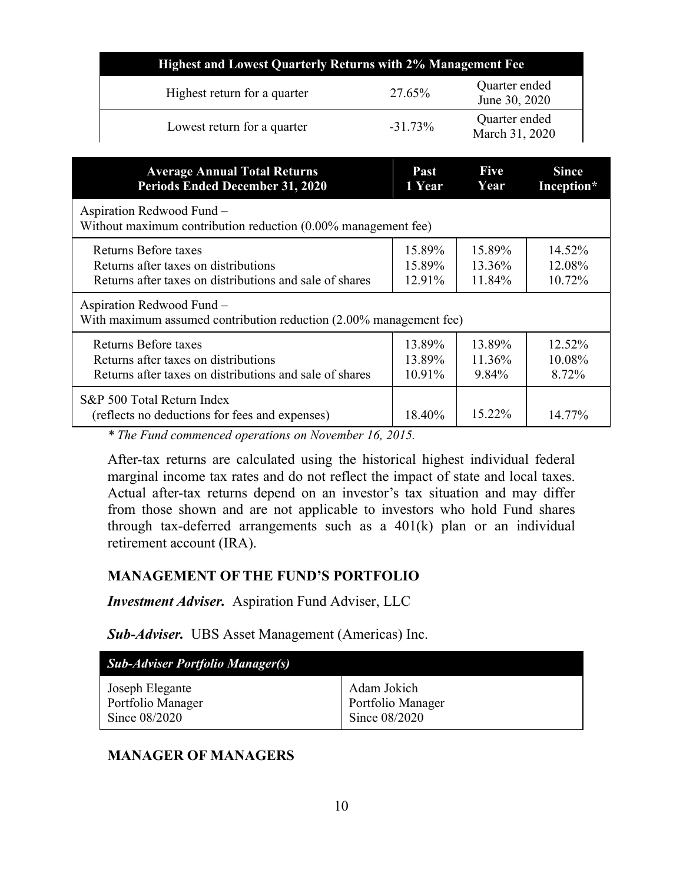| Highest and Lowest Quarterly Returns with 2% Management Fee | | |
|---|---|---|
| Highest return for a quarter | 27.65% | Quarter ended June 30, 2020 |
| Lowest return for a quarter | -31.73% | Quarter ended March 31, 2020 |

| Average Annual Total Returns Periods Ended December 31, 2020 | Past 1 Year | Five Year | Since Inception* |
|---|---|---|---|
| Aspiration Redwood Fund – Without maximum contribution reduction (0.00% management fee) | | | |
| Returns Before taxes | 15.89% | 15.89% | 14.52% |
| Returns after taxes on distributions | 15.89% | 13.36% | 12.08% |
| Returns after taxes on distributions and sale of shares | 12.91% | 11.84% | 10.72% |
| Aspiration Redwood Fund – With maximum assumed contribution reduction (2.00% management fee) | | | |
| Returns Before taxes | 13.89% | 13.89% | 12.52% |
| Returns after taxes on distributions | 13.89% | 11.36% | 10.08% |
| Returns after taxes on distributions and sale of shares | 10.91% | 9.84% | 8.72% |
| S&P 500 Total Return Index (reflects no deductions for fees and expenses) | 18.40% | 15.22% | 14.77% |

*\* The Fund commenced operations on November 16, 2015.*

After-tax returns are calculated using the historical highest individual federal marginal income tax rates and do not reflect the impact of state and local taxes. Actual after-tax returns depend on an investor's tax situation and may differ from those shown and are not applicable to investors who hold Fund shares through tax-deferred arrangements such as a 401(k) plan or an individual retirement account (IRA).

## MANAGEMENT OF THE FUND'S PORTFOLIO

***Investment Adviser.*** Aspiration Fund Adviser, LLC

***Sub-Adviser.*** UBS Asset Management (Americas) Inc.

| *Sub-Adviser Portfolio Manager(s)* | |
|---|---|
| Joseph Elegante<br>Portfolio Manager<br>Since 08/2020 | Adam Jokich<br>Portfolio Manager<br>Since 08/2020 |

## MANAGER OF MANAGERS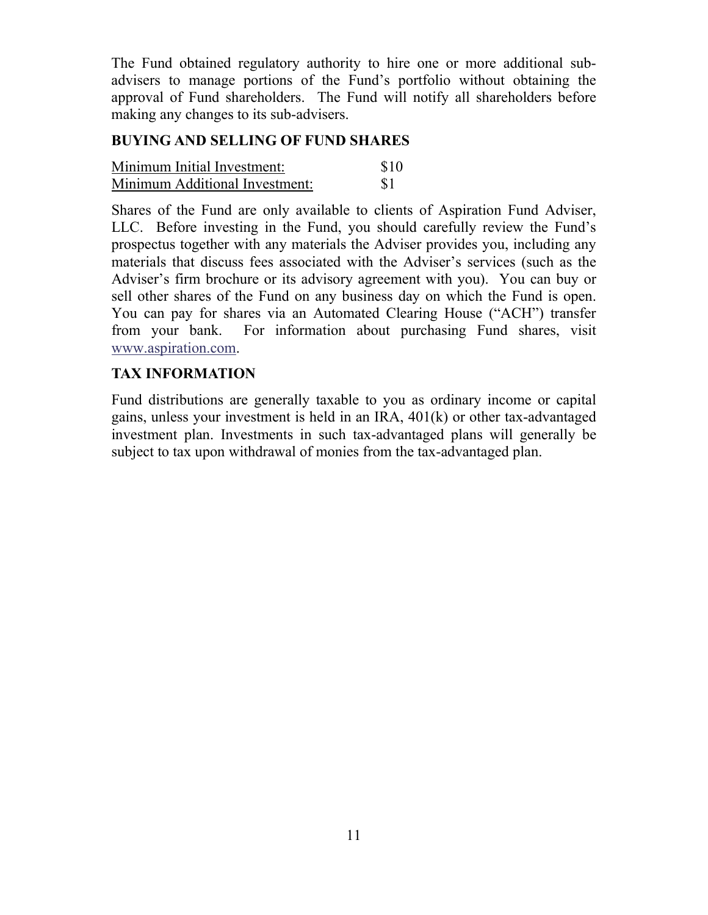The Fund obtained regulatory authority to hire one or more additional sub-advisers to manage portions of the Fund's portfolio without obtaining the approval of Fund shareholders. The Fund will notify all shareholders before making any changes to its sub-advisers.

## BUYING AND SELLING OF FUND SHARES

| Minimum Initial Investment: | $10 |
| --- | --- |
| Minimum Additional Investment: | $1 |

Shares of the Fund are only available to clients of Aspiration Fund Adviser, LLC. Before investing in the Fund, you should carefully review the Fund's prospectus together with any materials the Adviser provides you, including any materials that discuss fees associated with the Adviser's services (such as the Adviser's firm brochure or its advisory agreement with you). You can buy or sell other shares of the Fund on any business day on which the Fund is open. You can pay for shares via an Automated Clearing House ("ACH") transfer from your bank. For information about purchasing Fund shares, visit www.aspiration.com.

## TAX INFORMATION

Fund distributions are generally taxable to you as ordinary income or capital gains, unless your investment is held in an IRA, 401(k) or other tax-advantaged investment plan. Investments in such tax-advantaged plans will generally be subject to tax upon withdrawal of monies from the tax-advantaged plan.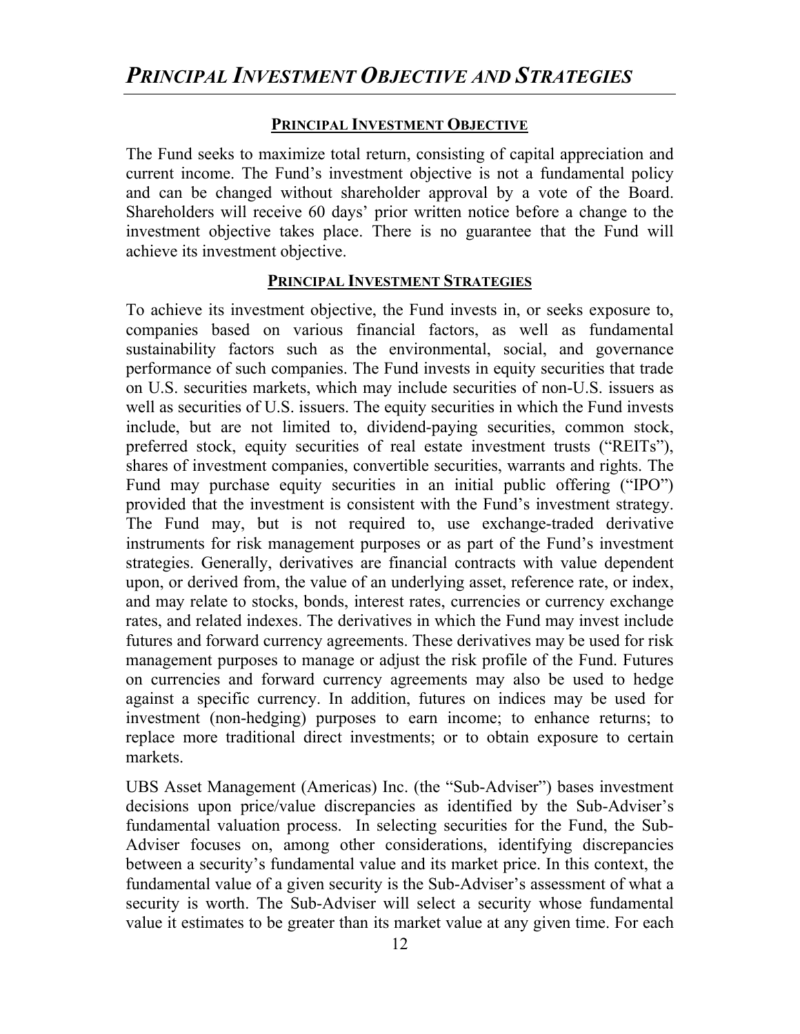# *PRINCIPAL INVESTMENT OBJECTIVE AND STRATEGIES*

## PRINCIPAL INVESTMENT OBJECTIVE

The Fund seeks to maximize total return, consisting of capital appreciation and current income. The Fund's investment objective is not a fundamental policy and can be changed without shareholder approval by a vote of the Board. Shareholders will receive 60 days' prior written notice before a change to the investment objective takes place. There is no guarantee that the Fund will achieve its investment objective.

## PRINCIPAL INVESTMENT STRATEGIES

To achieve its investment objective, the Fund invests in, or seeks exposure to, companies based on various financial factors, as well as fundamental sustainability factors such as the environmental, social, and governance performance of such companies. The Fund invests in equity securities that trade on U.S. securities markets, which may include securities of non-U.S. issuers as well as securities of U.S. issuers. The equity securities in which the Fund invests include, but are not limited to, dividend-paying securities, common stock, preferred stock, equity securities of real estate investment trusts ("REITs"), shares of investment companies, convertible securities, warrants and rights. The Fund may purchase equity securities in an initial public offering ("IPO") provided that the investment is consistent with the Fund's investment strategy. The Fund may, but is not required to, use exchange-traded derivative instruments for risk management purposes or as part of the Fund's investment strategies. Generally, derivatives are financial contracts with value dependent upon, or derived from, the value of an underlying asset, reference rate, or index, and may relate to stocks, bonds, interest rates, currencies or currency exchange rates, and related indexes. The derivatives in which the Fund may invest include futures and forward currency agreements. These derivatives may be used for risk management purposes to manage or adjust the risk profile of the Fund. Futures on currencies and forward currency agreements may also be used to hedge against a specific currency. In addition, futures on indices may be used for investment (non-hedging) purposes to earn income; to enhance returns; to replace more traditional direct investments; or to obtain exposure to certain markets.

UBS Asset Management (Americas) Inc. (the "Sub-Adviser") bases investment decisions upon price/value discrepancies as identified by the Sub-Adviser's fundamental valuation process. In selecting securities for the Fund, the Sub-Adviser focuses on, among other considerations, identifying discrepancies between a security's fundamental value and its market price. In this context, the fundamental value of a given security is the Sub-Adviser's assessment of what a security is worth. The Sub-Adviser will select a security whose fundamental value it estimates to be greater than its market value at any given time. For each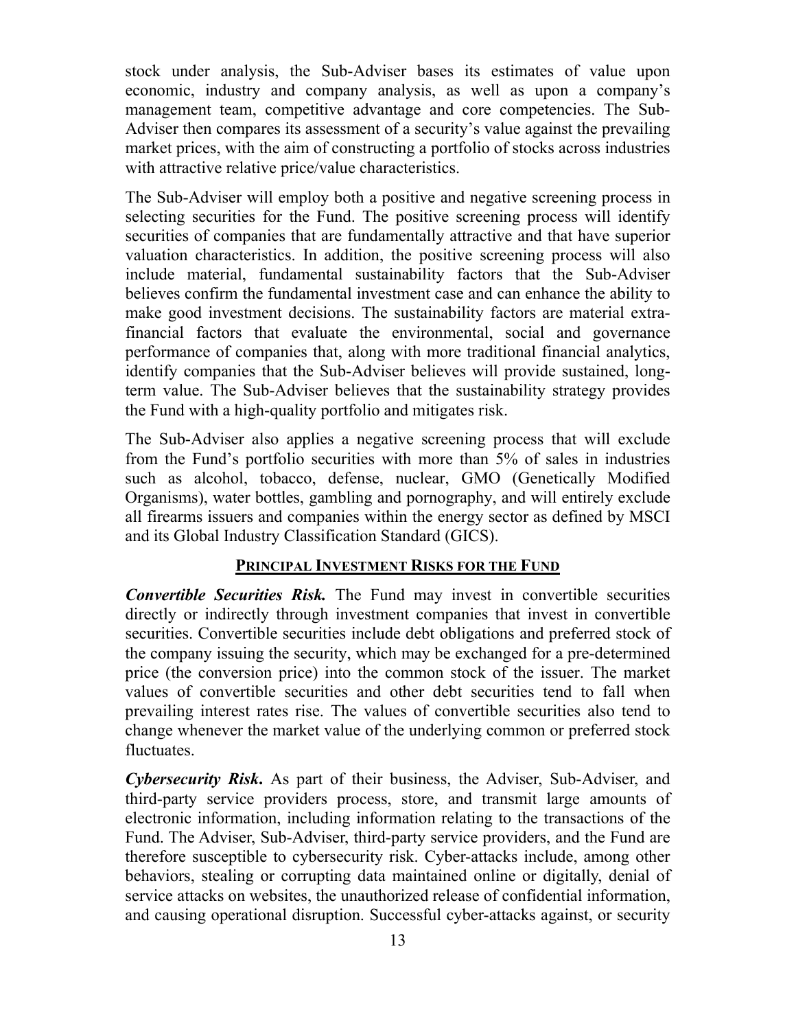stock under analysis, the Sub-Adviser bases its estimates of value upon economic, industry and company analysis, as well as upon a company's management team, competitive advantage and core competencies. The Sub-Adviser then compares its assessment of a security's value against the prevailing market prices, with the aim of constructing a portfolio of stocks across industries with attractive relative price/value characteristics.

The Sub-Adviser will employ both a positive and negative screening process in selecting securities for the Fund. The positive screening process will identify securities of companies that are fundamentally attractive and that have superior valuation characteristics. In addition, the positive screening process will also include material, fundamental sustainability factors that the Sub-Adviser believes confirm the fundamental investment case and can enhance the ability to make good investment decisions. The sustainability factors are material extra-financial factors that evaluate the environmental, social and governance performance of companies that, along with more traditional financial analytics, identify companies that the Sub-Adviser believes will provide sustained, long-term value. The Sub-Adviser believes that the sustainability strategy provides the Fund with a high-quality portfolio and mitigates risk.

The Sub-Adviser also applies a negative screening process that will exclude from the Fund's portfolio securities with more than 5% of sales in industries such as alcohol, tobacco, defense, nuclear, GMO (Genetically Modified Organisms), water bottles, gambling and pornography, and will entirely exclude all firearms issuers and companies within the energy sector as defined by MSCI and its Global Industry Classification Standard (GICS).

## PRINCIPAL INVESTMENT RISKS FOR THE FUND

***Convertible Securities Risk.*** The Fund may invest in convertible securities directly or indirectly through investment companies that invest in convertible securities. Convertible securities include debt obligations and preferred stock of the company issuing the security, which may be exchanged for a pre-determined price (the conversion price) into the common stock of the issuer. The market values of convertible securities and other debt securities tend to fall when prevailing interest rates rise. The values of convertible securities also tend to change whenever the market value of the underlying common or preferred stock fluctuates.

***Cybersecurity Risk.*** As part of their business, the Adviser, Sub-Adviser, and third-party service providers process, store, and transmit large amounts of electronic information, including information relating to the transactions of the Fund. The Adviser, Sub-Adviser, third-party service providers, and the Fund are therefore susceptible to cybersecurity risk. Cyber-attacks include, among other behaviors, stealing or corrupting data maintained online or digitally, denial of service attacks on websites, the unauthorized release of confidential information, and causing operational disruption. Successful cyber-attacks against, or security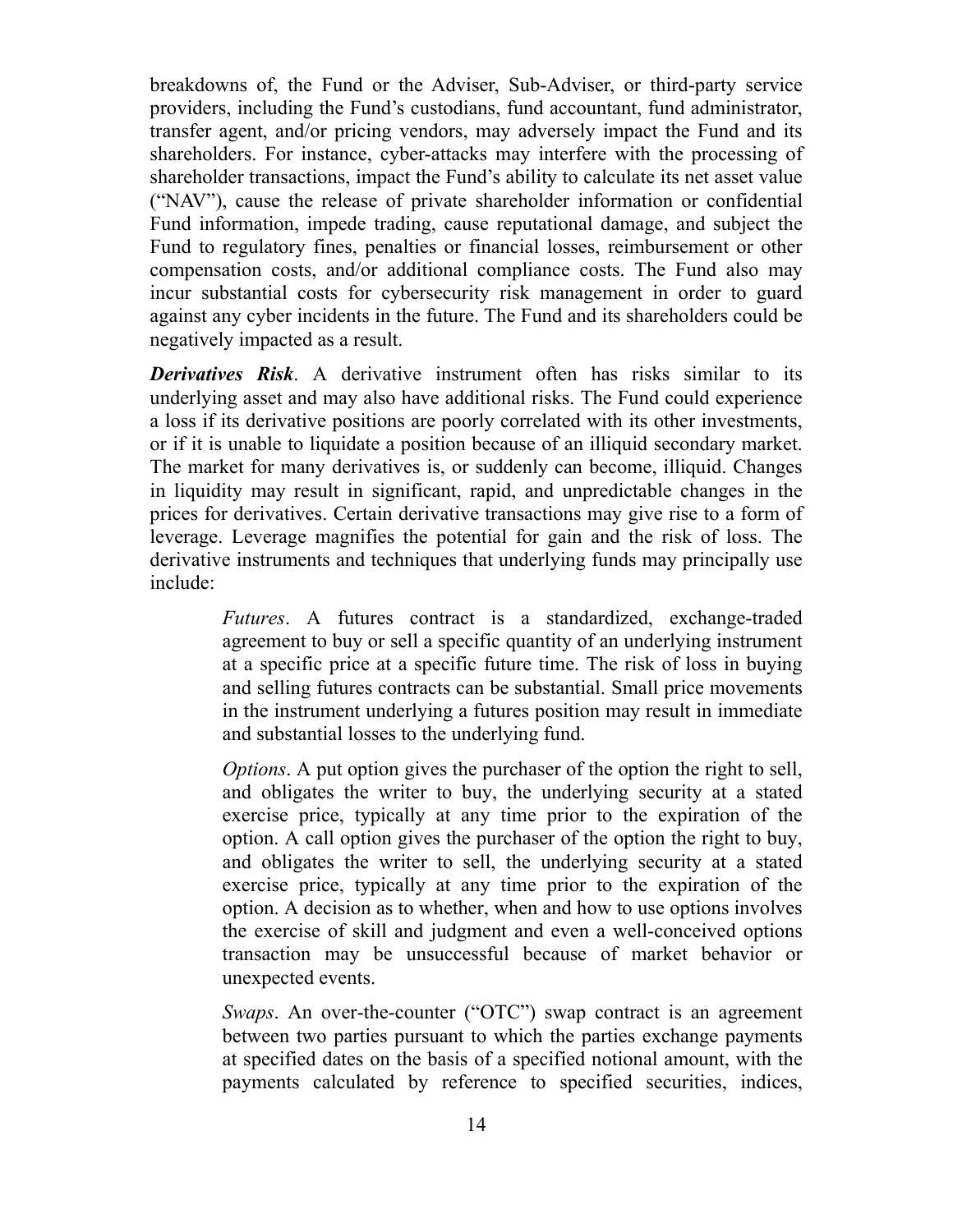breakdowns of, the Fund or the Adviser, Sub-Adviser, or third-party service providers, including the Fund's custodians, fund accountant, fund administrator, transfer agent, and/or pricing vendors, may adversely impact the Fund and its shareholders. For instance, cyber-attacks may interfere with the processing of shareholder transactions, impact the Fund's ability to calculate its net asset value ("NAV"), cause the release of private shareholder information or confidential Fund information, impede trading, cause reputational damage, and subject the Fund to regulatory fines, penalties or financial losses, reimbursement or other compensation costs, and/or additional compliance costs. The Fund also may incur substantial costs for cybersecurity risk management in order to guard against any cyber incidents in the future. The Fund and its shareholders could be negatively impacted as a result.

***Derivatives Risk***. A derivative instrument often has risks similar to its underlying asset and may also have additional risks. The Fund could experience a loss if its derivative positions are poorly correlated with its other investments, or if it is unable to liquidate a position because of an illiquid secondary market. The market for many derivatives is, or suddenly can become, illiquid. Changes in liquidity may result in significant, rapid, and unpredictable changes in the prices for derivatives. Certain derivative transactions may give rise to a form of leverage. Leverage magnifies the potential for gain and the risk of loss. The derivative instruments and techniques that underlying funds may principally use include:

> *Futures*. A futures contract is a standardized, exchange-traded agreement to buy or sell a specific quantity of an underlying instrument at a specific price at a specific future time. The risk of loss in buying and selling futures contracts can be substantial. Small price movements in the instrument underlying a futures position may result in immediate and substantial losses to the underlying fund.
>
> *Options*. A put option gives the purchaser of the option the right to sell, and obligates the writer to buy, the underlying security at a stated exercise price, typically at any time prior to the expiration of the option. A call option gives the purchaser of the option the right to buy, and obligates the writer to sell, the underlying security at a stated exercise price, typically at any time prior to the expiration of the option. A decision as to whether, when and how to use options involves the exercise of skill and judgment and even a well-conceived options transaction may be unsuccessful because of market behavior or unexpected events.
>
> *Swaps*. An over-the-counter ("OTC") swap contract is an agreement between two parties pursuant to which the parties exchange payments at specified dates on the basis of a specified notional amount, with the payments calculated by reference to specified securities, indices,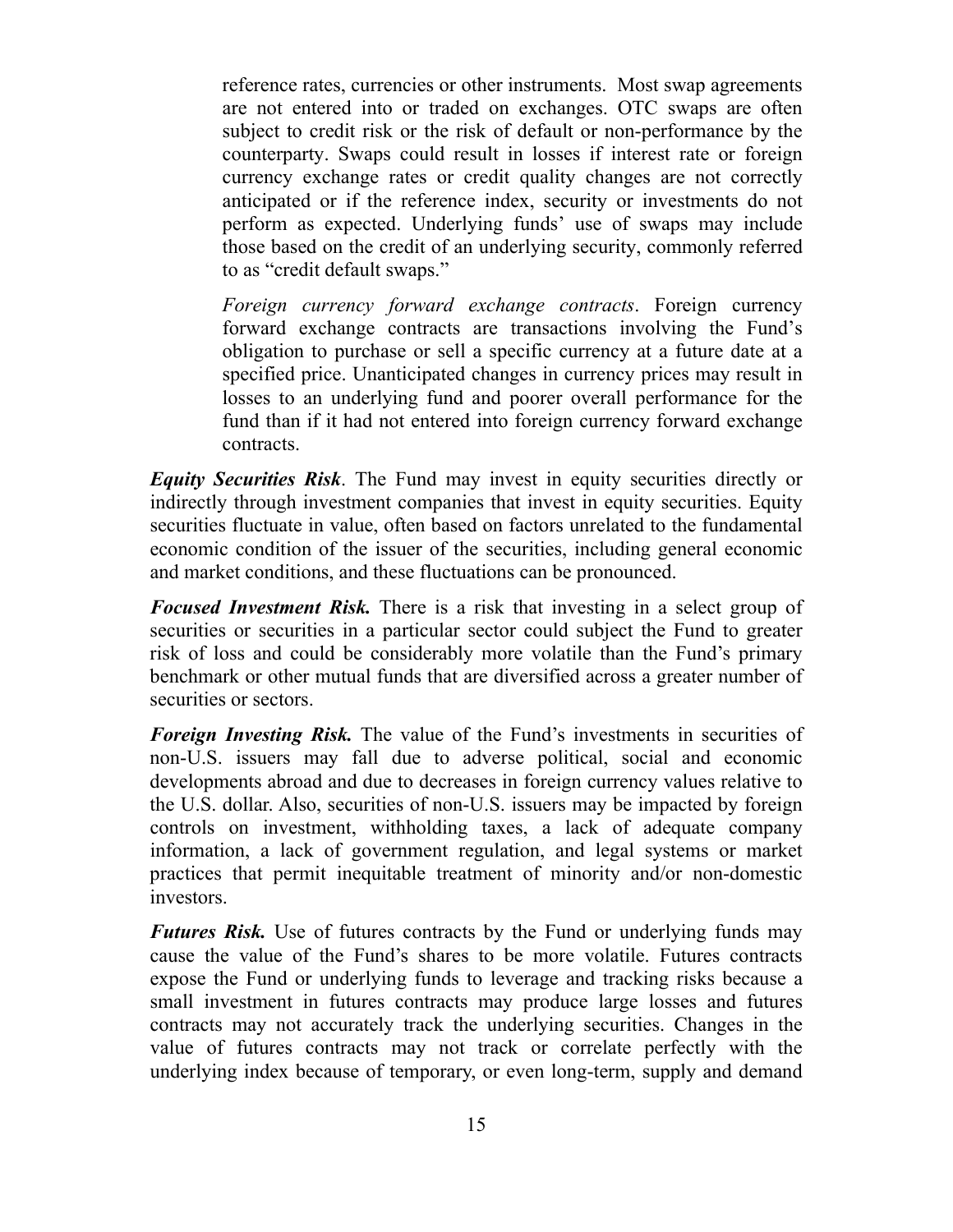reference rates, currencies or other instruments. Most swap agreements are not entered into or traded on exchanges. OTC swaps are often subject to credit risk or the risk of default or non-performance by the counterparty. Swaps could result in losses if interest rate or foreign currency exchange rates or credit quality changes are not correctly anticipated or if the reference index, security or investments do not perform as expected. Underlying funds' use of swaps may include those based on the credit of an underlying security, commonly referred to as "credit default swaps."

*Foreign currency forward exchange contracts*. Foreign currency forward exchange contracts are transactions involving the Fund's obligation to purchase or sell a specific currency at a future date at a specified price. Unanticipated changes in currency prices may result in losses to an underlying fund and poorer overall performance for the fund than if it had not entered into foreign currency forward exchange contracts.

***Equity Securities Risk***. The Fund may invest in equity securities directly or indirectly through investment companies that invest in equity securities. Equity securities fluctuate in value, often based on factors unrelated to the fundamental economic condition of the issuer of the securities, including general economic and market conditions, and these fluctuations can be pronounced.

***Focused Investment Risk.*** There is a risk that investing in a select group of securities or securities in a particular sector could subject the Fund to greater risk of loss and could be considerably more volatile than the Fund's primary benchmark or other mutual funds that are diversified across a greater number of securities or sectors.

***Foreign Investing Risk.*** The value of the Fund's investments in securities of non-U.S. issuers may fall due to adverse political, social and economic developments abroad and due to decreases in foreign currency values relative to the U.S. dollar. Also, securities of non-U.S. issuers may be impacted by foreign controls on investment, withholding taxes, a lack of adequate company information, a lack of government regulation, and legal systems or market practices that permit inequitable treatment of minority and/or non-domestic investors.

***Futures Risk.*** Use of futures contracts by the Fund or underlying funds may cause the value of the Fund's shares to be more volatile. Futures contracts expose the Fund or underlying funds to leverage and tracking risks because a small investment in futures contracts may produce large losses and futures contracts may not accurately track the underlying securities. Changes in the value of futures contracts may not track or correlate perfectly with the underlying index because of temporary, or even long-term, supply and demand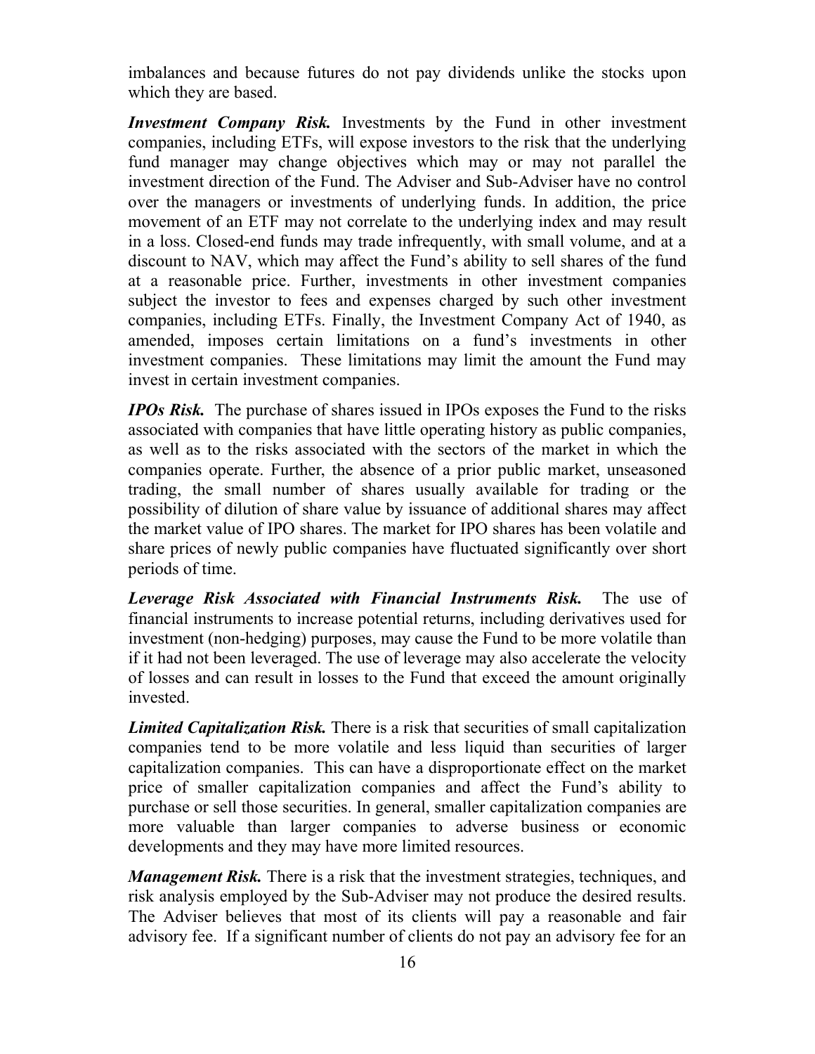imbalances and because futures do not pay dividends unlike the stocks upon which they are based.

***Investment Company Risk.*** Investments by the Fund in other investment companies, including ETFs, will expose investors to the risk that the underlying fund manager may change objectives which may or may not parallel the investment direction of the Fund. The Adviser and Sub-Adviser have no control over the managers or investments of underlying funds. In addition, the price movement of an ETF may not correlate to the underlying index and may result in a loss. Closed-end funds may trade infrequently, with small volume, and at a discount to NAV, which may affect the Fund's ability to sell shares of the fund at a reasonable price. Further, investments in other investment companies subject the investor to fees and expenses charged by such other investment companies, including ETFs. Finally, the Investment Company Act of 1940, as amended, imposes certain limitations on a fund's investments in other investment companies. These limitations may limit the amount the Fund may invest in certain investment companies.

***IPOs Risk.*** The purchase of shares issued in IPOs exposes the Fund to the risks associated with companies that have little operating history as public companies, as well as to the risks associated with the sectors of the market in which the companies operate. Further, the absence of a prior public market, unseasoned trading, the small number of shares usually available for trading or the possibility of dilution of share value by issuance of additional shares may affect the market value of IPO shares. The market for IPO shares has been volatile and share prices of newly public companies have fluctuated significantly over short periods of time.

***Leverage Risk Associated with Financial Instruments Risk.*** The use of financial instruments to increase potential returns, including derivatives used for investment (non-hedging) purposes, may cause the Fund to be more volatile than if it had not been leveraged. The use of leverage may also accelerate the velocity of losses and can result in losses to the Fund that exceed the amount originally invested.

***Limited Capitalization Risk.*** There is a risk that securities of small capitalization companies tend to be more volatile and less liquid than securities of larger capitalization companies. This can have a disproportionate effect on the market price of smaller capitalization companies and affect the Fund's ability to purchase or sell those securities. In general, smaller capitalization companies are more valuable than larger companies to adverse business or economic developments and they may have more limited resources.

***Management Risk.*** There is a risk that the investment strategies, techniques, and risk analysis employed by the Sub-Adviser may not produce the desired results. The Adviser believes that most of its clients will pay a reasonable and fair advisory fee. If a significant number of clients do not pay an advisory fee for an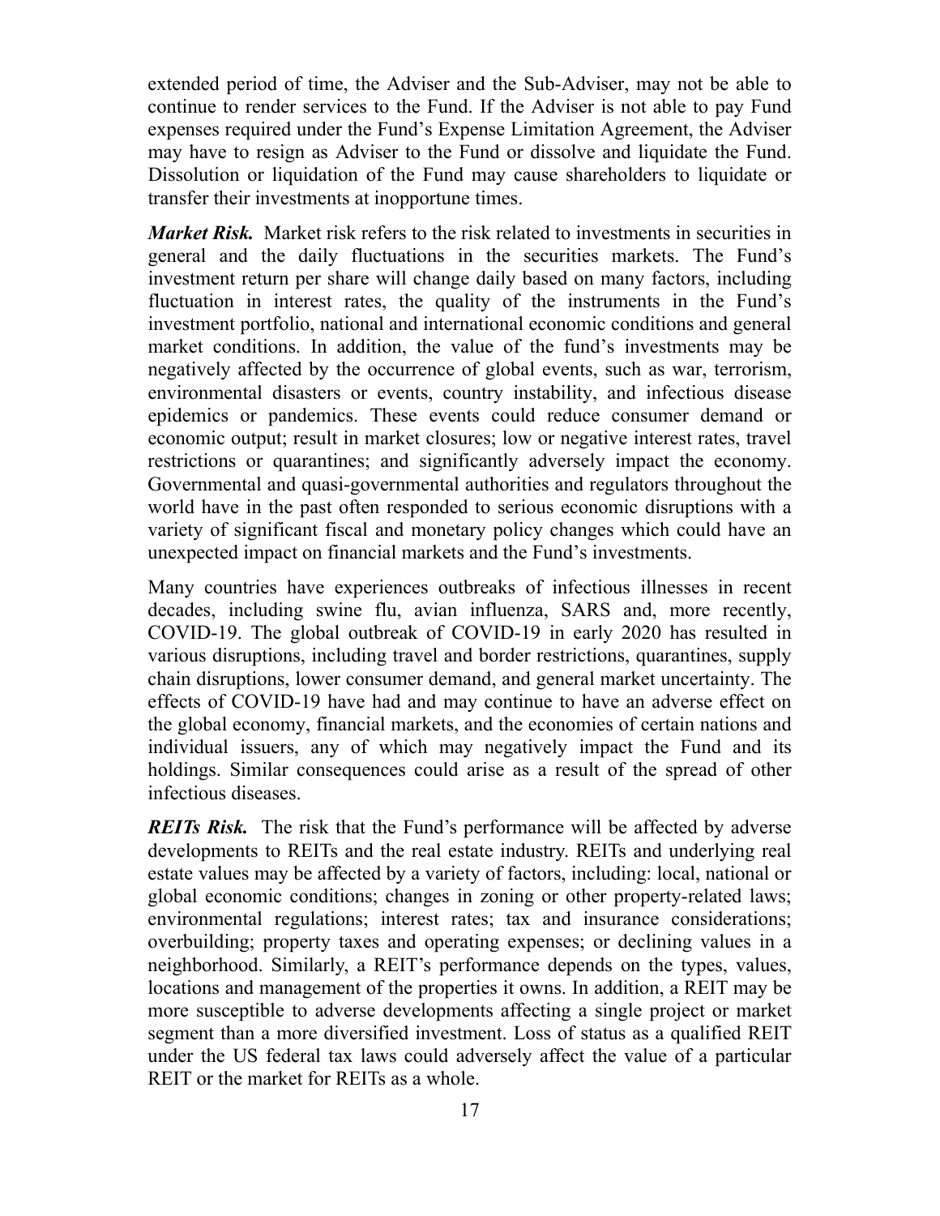extended period of time, the Adviser and the Sub-Adviser, may not be able to continue to render services to the Fund. If the Adviser is not able to pay Fund expenses required under the Fund's Expense Limitation Agreement, the Adviser may have to resign as Adviser to the Fund or dissolve and liquidate the Fund. Dissolution or liquidation of the Fund may cause shareholders to liquidate or transfer their investments at inopportune times.

***Market Risk.*** Market risk refers to the risk related to investments in securities in general and the daily fluctuations in the securities markets. The Fund's investment return per share will change daily based on many factors, including fluctuation in interest rates, the quality of the instruments in the Fund's investment portfolio, national and international economic conditions and general market conditions. In addition, the value of the fund's investments may be negatively affected by the occurrence of global events, such as war, terrorism, environmental disasters or events, country instability, and infectious disease epidemics or pandemics. These events could reduce consumer demand or economic output; result in market closures; low or negative interest rates, travel restrictions or quarantines; and significantly adversely impact the economy. Governmental and quasi-governmental authorities and regulators throughout the world have in the past often responded to serious economic disruptions with a variety of significant fiscal and monetary policy changes which could have an unexpected impact on financial markets and the Fund's investments.

Many countries have experiences outbreaks of infectious illnesses in recent decades, including swine flu, avian influenza, SARS and, more recently, COVID-19. The global outbreak of COVID-19 in early 2020 has resulted in various disruptions, including travel and border restrictions, quarantines, supply chain disruptions, lower consumer demand, and general market uncertainty. The effects of COVID-19 have had and may continue to have an adverse effect on the global economy, financial markets, and the economies of certain nations and individual issuers, any of which may negatively impact the Fund and its holdings. Similar consequences could arise as a result of the spread of other infectious diseases.

***REITs Risk.*** The risk that the Fund's performance will be affected by adverse developments to REITs and the real estate industry. REITs and underlying real estate values may be affected by a variety of factors, including: local, national or global economic conditions; changes in zoning or other property-related laws; environmental regulations; interest rates; tax and insurance considerations; overbuilding; property taxes and operating expenses; or declining values in a neighborhood. Similarly, a REIT's performance depends on the types, values, locations and management of the properties it owns. In addition, a REIT may be more susceptible to adverse developments affecting a single project or market segment than a more diversified investment. Loss of status as a qualified REIT under the US federal tax laws could adversely affect the value of a particular REIT or the market for REITs as a whole.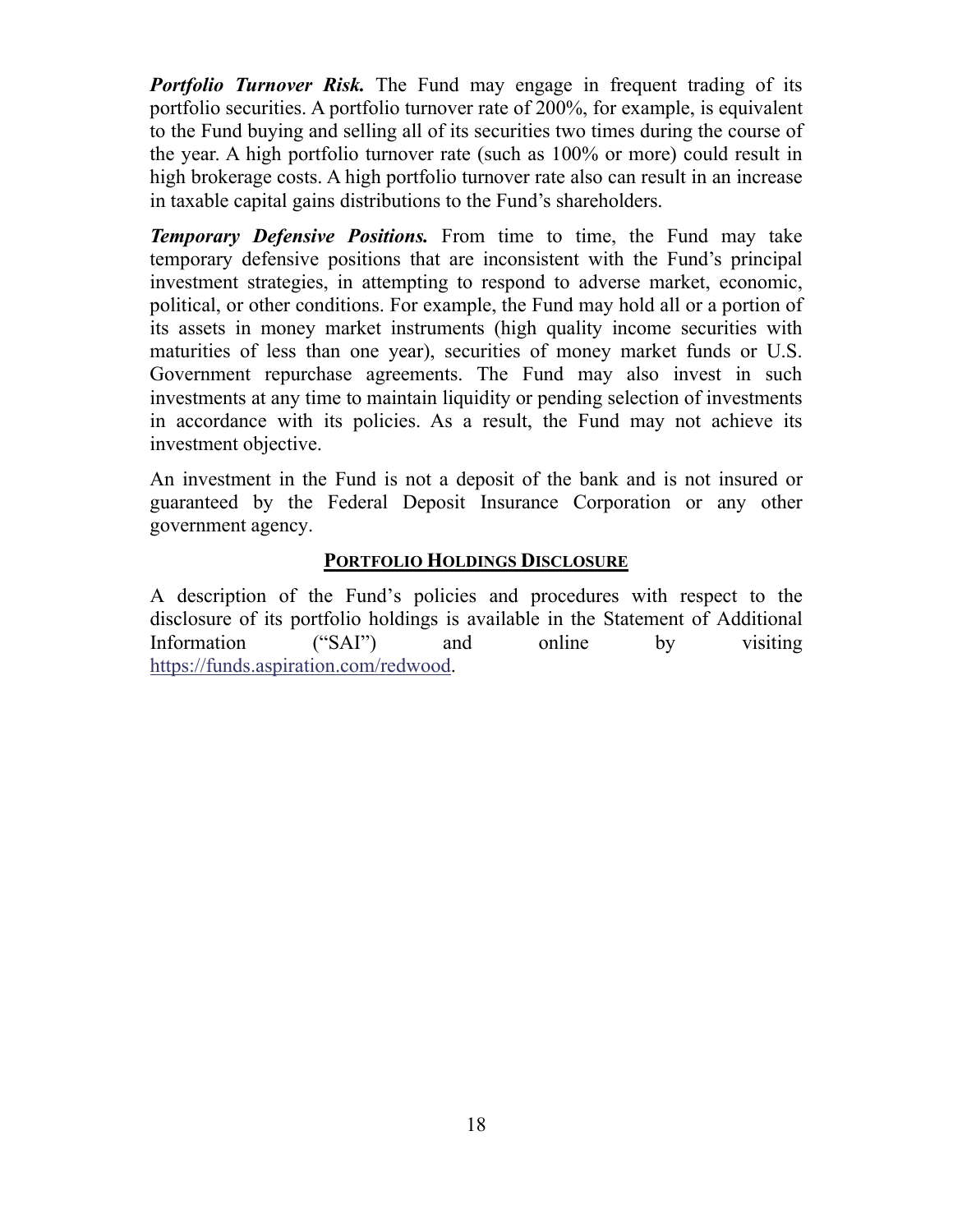***Portfolio Turnover Risk.*** The Fund may engage in frequent trading of its portfolio securities. A portfolio turnover rate of 200%, for example, is equivalent to the Fund buying and selling all of its securities two times during the course of the year. A high portfolio turnover rate (such as 100% or more) could result in high brokerage costs. A high portfolio turnover rate also can result in an increase in taxable capital gains distributions to the Fund's shareholders.

***Temporary Defensive Positions.*** From time to time, the Fund may take temporary defensive positions that are inconsistent with the Fund's principal investment strategies, in attempting to respond to adverse market, economic, political, or other conditions. For example, the Fund may hold all or a portion of its assets in money market instruments (high quality income securities with maturities of less than one year), securities of money market funds or U.S. Government repurchase agreements. The Fund may also invest in such investments at any time to maintain liquidity or pending selection of investments in accordance with its policies. As a result, the Fund may not achieve its investment objective.

An investment in the Fund is not a deposit of the bank and is not insured or guaranteed by the Federal Deposit Insurance Corporation or any other government agency.

## PORTFOLIO HOLDINGS DISCLOSURE

A description of the Fund's policies and procedures with respect to the disclosure of its portfolio holdings is available in the Statement of Additional Information ("SAI") and online by visiting https://funds.aspiration.com/redwood.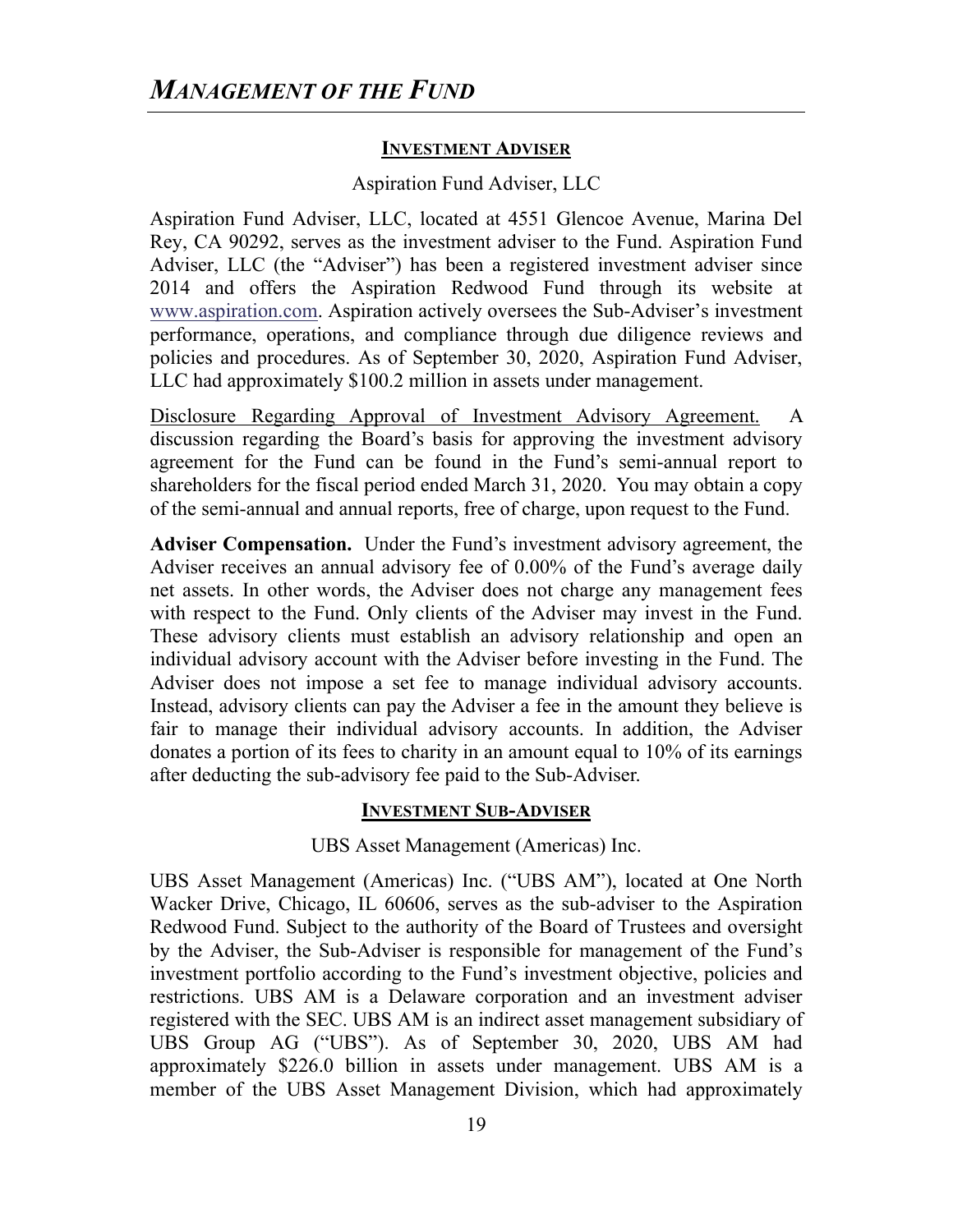# *MANAGEMENT OF THE FUND*

## INVESTMENT ADVISER

Aspiration Fund Adviser, LLC

Aspiration Fund Adviser, LLC, located at 4551 Glencoe Avenue, Marina Del Rey, CA 90292, serves as the investment adviser to the Fund. Aspiration Fund Adviser, LLC (the "Adviser") has been a registered investment adviser since 2014 and offers the Aspiration Redwood Fund through its website at www.aspiration.com. Aspiration actively oversees the Sub-Adviser's investment performance, operations, and compliance through due diligence reviews and policies and procedures. As of September 30, 2020, Aspiration Fund Adviser, LLC had approximately $100.2 million in assets under management.

Disclosure Regarding Approval of Investment Advisory Agreement. A discussion regarding the Board's basis for approving the investment advisory agreement for the Fund can be found in the Fund's semi-annual report to shareholders for the fiscal period ended March 31, 2020. You may obtain a copy of the semi-annual and annual reports, free of charge, upon request to the Fund.

**Adviser Compensation.** Under the Fund's investment advisory agreement, the Adviser receives an annual advisory fee of 0.00% of the Fund's average daily net assets. In other words, the Adviser does not charge any management fees with respect to the Fund. Only clients of the Adviser may invest in the Fund. These advisory clients must establish an advisory relationship and open an individual advisory account with the Adviser before investing in the Fund. The Adviser does not impose a set fee to manage individual advisory accounts. Instead, advisory clients can pay the Adviser a fee in the amount they believe is fair to manage their individual advisory accounts. In addition, the Adviser donates a portion of its fees to charity in an amount equal to 10% of its earnings after deducting the sub-advisory fee paid to the Sub-Adviser.

## INVESTMENT SUB-ADVISER

UBS Asset Management (Americas) Inc.

UBS Asset Management (Americas) Inc. ("UBS AM"), located at One North Wacker Drive, Chicago, IL 60606, serves as the sub-adviser to the Aspiration Redwood Fund. Subject to the authority of the Board of Trustees and oversight by the Adviser, the Sub-Adviser is responsible for management of the Fund's investment portfolio according to the Fund's investment objective, policies and restrictions. UBS AM is a Delaware corporation and an investment adviser registered with the SEC. UBS AM is an indirect asset management subsidiary of UBS Group AG ("UBS"). As of September 30, 2020, UBS AM had approximately $226.0 billion in assets under management. UBS AM is a member of the UBS Asset Management Division, which had approximately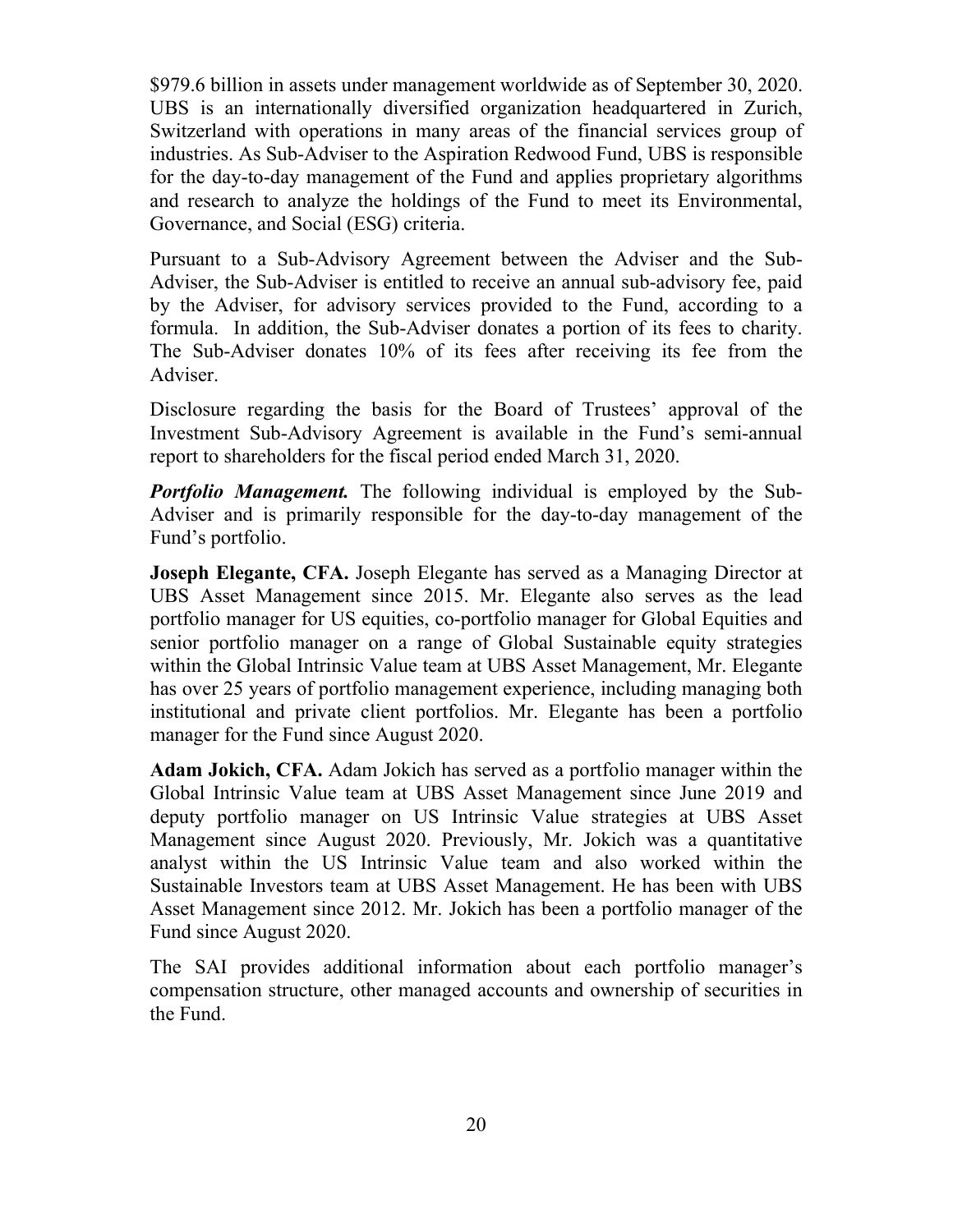$979.6 billion in assets under management worldwide as of September 30, 2020. UBS is an internationally diversified organization headquartered in Zurich, Switzerland with operations in many areas of the financial services group of industries. As Sub-Adviser to the Aspiration Redwood Fund, UBS is responsible for the day-to-day management of the Fund and applies proprietary algorithms and research to analyze the holdings of the Fund to meet its Environmental, Governance, and Social (ESG) criteria.

Pursuant to a Sub-Advisory Agreement between the Adviser and the Sub-Adviser, the Sub-Adviser is entitled to receive an annual sub-advisory fee, paid by the Adviser, for advisory services provided to the Fund, according to a formula. In addition, the Sub-Adviser donates a portion of its fees to charity. The Sub-Adviser donates 10% of its fees after receiving its fee from the Adviser.

Disclosure regarding the basis for the Board of Trustees' approval of the Investment Sub-Advisory Agreement is available in the Fund's semi-annual report to shareholders for the fiscal period ended March 31, 2020.

***Portfolio Management.*** The following individual is employed by the Sub-Adviser and is primarily responsible for the day-to-day management of the Fund's portfolio.

**Joseph Elegante, CFA.** Joseph Elegante has served as a Managing Director at UBS Asset Management since 2015. Mr. Elegante also serves as the lead portfolio manager for US equities, co-portfolio manager for Global Equities and senior portfolio manager on a range of Global Sustainable equity strategies within the Global Intrinsic Value team at UBS Asset Management, Mr. Elegante has over 25 years of portfolio management experience, including managing both institutional and private client portfolios. Mr. Elegante has been a portfolio manager for the Fund since August 2020.

**Adam Jokich, CFA.** Adam Jokich has served as a portfolio manager within the Global Intrinsic Value team at UBS Asset Management since June 2019 and deputy portfolio manager on US Intrinsic Value strategies at UBS Asset Management since August 2020. Previously, Mr. Jokich was a quantitative analyst within the US Intrinsic Value team and also worked within the Sustainable Investors team at UBS Asset Management. He has been with UBS Asset Management since 2012. Mr. Jokich has been a portfolio manager of the Fund since August 2020.

The SAI provides additional information about each portfolio manager's compensation structure, other managed accounts and ownership of securities in the Fund.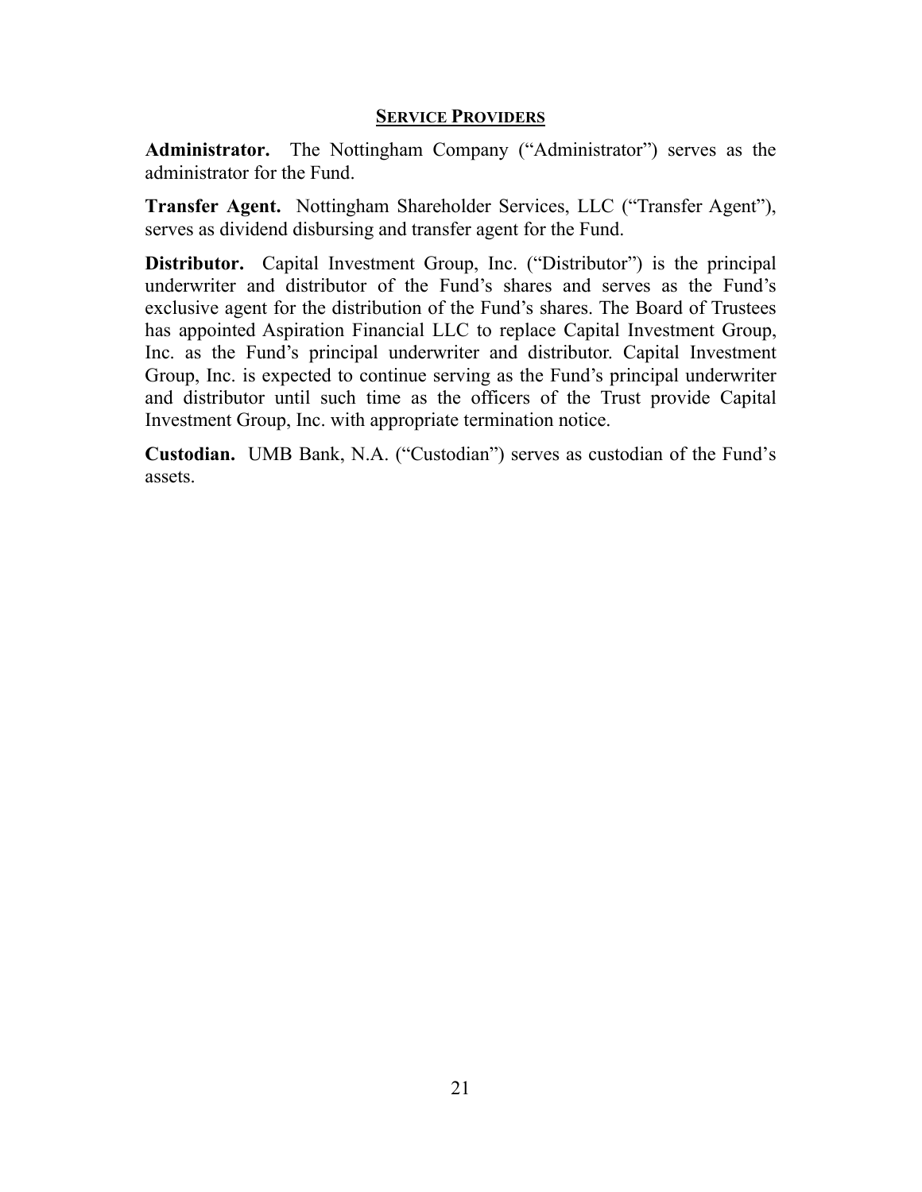## Service Providers

**Administrator.** The Nottingham Company ("Administrator") serves as the administrator for the Fund.

**Transfer Agent.** Nottingham Shareholder Services, LLC ("Transfer Agent"), serves as dividend disbursing and transfer agent for the Fund.

**Distributor.** Capital Investment Group, Inc. ("Distributor") is the principal underwriter and distributor of the Fund's shares and serves as the Fund's exclusive agent for the distribution of the Fund's shares. The Board of Trustees has appointed Aspiration Financial LLC to replace Capital Investment Group, Inc. as the Fund's principal underwriter and distributor. Capital Investment Group, Inc. is expected to continue serving as the Fund's principal underwriter and distributor until such time as the officers of the Trust provide Capital Investment Group, Inc. with appropriate termination notice.

**Custodian.** UMB Bank, N.A. ("Custodian") serves as custodian of the Fund's assets.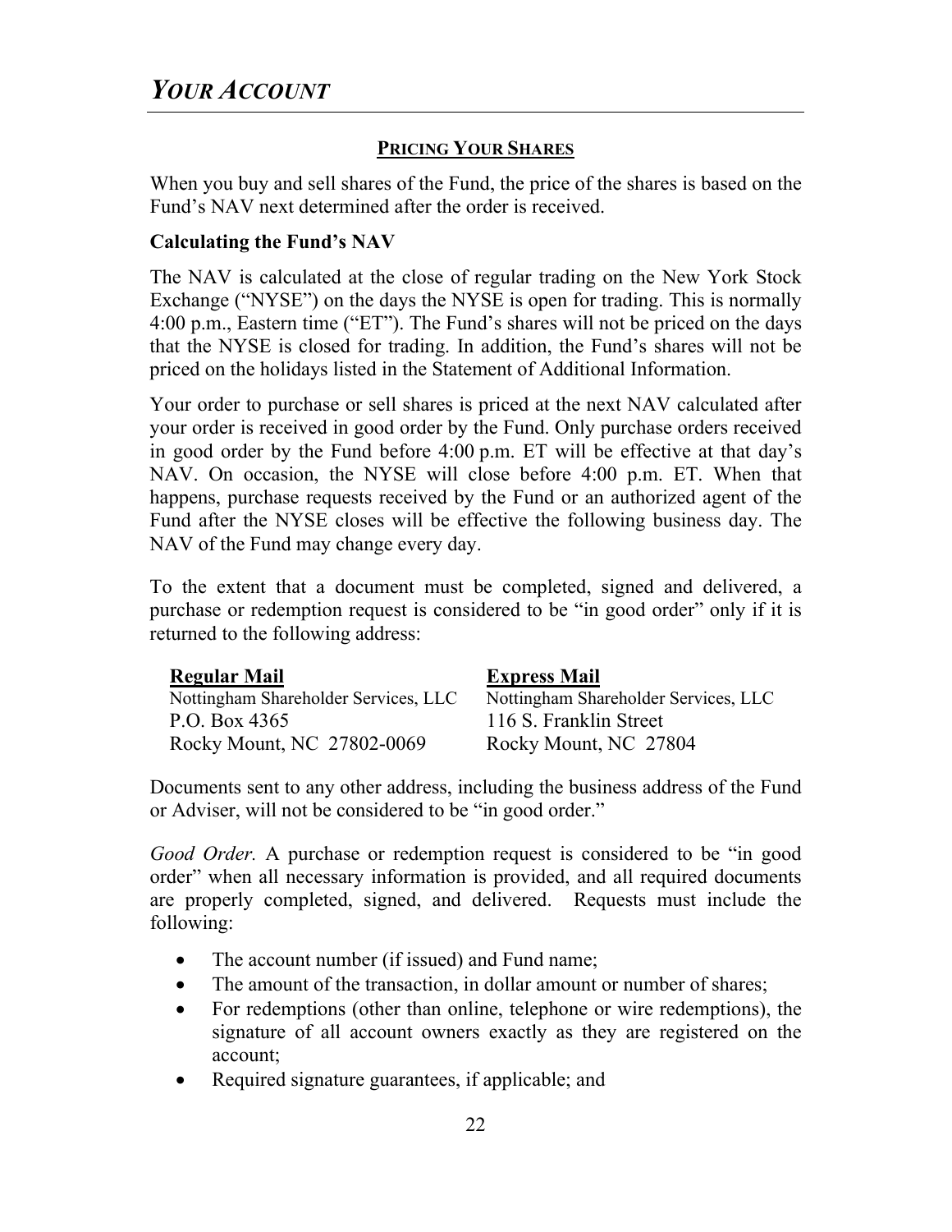# *YOUR ACCOUNT*

## PRICING YOUR SHARES

When you buy and sell shares of the Fund, the price of the shares is based on the Fund's NAV next determined after the order is received.

**Calculating the Fund's NAV**

The NAV is calculated at the close of regular trading on the New York Stock Exchange ("NYSE") on the days the NYSE is open for trading. This is normally 4:00 p.m., Eastern time ("ET"). The Fund's shares will not be priced on the days that the NYSE is closed for trading. In addition, the Fund's shares will not be priced on the holidays listed in the Statement of Additional Information.

Your order to purchase or sell shares is priced at the next NAV calculated after your order is received in good order by the Fund. Only purchase orders received in good order by the Fund before 4:00 p.m. ET will be effective at that day's NAV. On occasion, the NYSE will close before 4:00 p.m. ET. When that happens, purchase requests received by the Fund or an authorized agent of the Fund after the NYSE closes will be effective the following business day. The NAV of the Fund may change every day.

To the extent that a document must be completed, signed and delivered, a purchase or redemption request is considered to be "in good order" only if it is returned to the following address:

| **Regular Mail** | **Express Mail** |
|---|---|
| Nottingham Shareholder Services, LLC | Nottingham Shareholder Services, LLC |
| P.O. Box 4365 | 116 S. Franklin Street |
| Rocky Mount, NC 27802-0069 | Rocky Mount, NC 27804 |

Documents sent to any other address, including the business address of the Fund or Adviser, will not be considered to be "in good order."

*Good Order.* A purchase or redemption request is considered to be "in good order" when all necessary information is provided, and all required documents are properly completed, signed, and delivered. Requests must include the following:

- The account number (if issued) and Fund name;
- The amount of the transaction, in dollar amount or number of shares;
- For redemptions (other than online, telephone or wire redemptions), the signature of all account owners exactly as they are registered on the account;
- Required signature guarantees, if applicable; and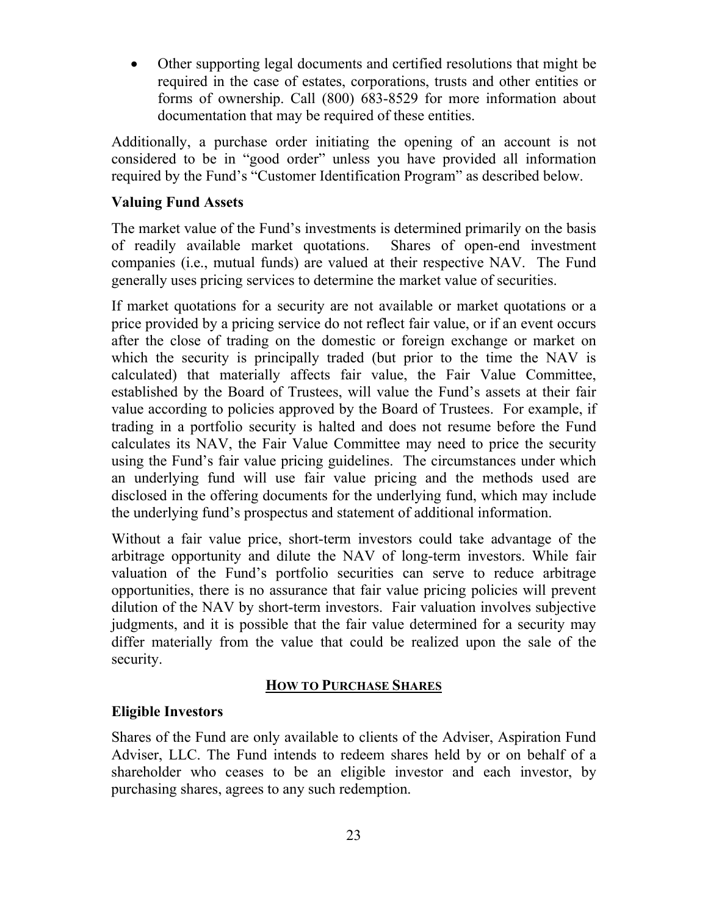- Other supporting legal documents and certified resolutions that might be required in the case of estates, corporations, trusts and other entities or forms of ownership. Call (800) 683-8529 for more information about documentation that may be required of these entities.

Additionally, a purchase order initiating the opening of an account is not considered to be in "good order" unless you have provided all information required by the Fund's "Customer Identification Program" as described below.

### Valuing Fund Assets

The market value of the Fund's investments is determined primarily on the basis of readily available market quotations. Shares of open-end investment companies (i.e., mutual funds) are valued at their respective NAV. The Fund generally uses pricing services to determine the market value of securities.

If market quotations for a security are not available or market quotations or a price provided by a pricing service do not reflect fair value, or if an event occurs after the close of trading on the domestic or foreign exchange or market on which the security is principally traded (but prior to the time the NAV is calculated) that materially affects fair value, the Fair Value Committee, established by the Board of Trustees, will value the Fund's assets at their fair value according to policies approved by the Board of Trustees. For example, if trading in a portfolio security is halted and does not resume before the Fund calculates its NAV, the Fair Value Committee may need to price the security using the Fund's fair value pricing guidelines. The circumstances under which an underlying fund will use fair value pricing and the methods used are disclosed in the offering documents for the underlying fund, which may include the underlying fund's prospectus and statement of additional information.

Without a fair value price, short-term investors could take advantage of the arbitrage opportunity and dilute the NAV of long-term investors. While fair valuation of the Fund's portfolio securities can serve to reduce arbitrage opportunities, there is no assurance that fair value pricing policies will prevent dilution of the NAV by short-term investors. Fair valuation involves subjective judgments, and it is possible that the fair value determined for a security may differ materially from the value that could be realized upon the sale of the security.

## HOW TO PURCHASE SHARES

### Eligible Investors

Shares of the Fund are only available to clients of the Adviser, Aspiration Fund Adviser, LLC. The Fund intends to redeem shares held by or on behalf of a shareholder who ceases to be an eligible investor and each investor, by purchasing shares, agrees to any such redemption.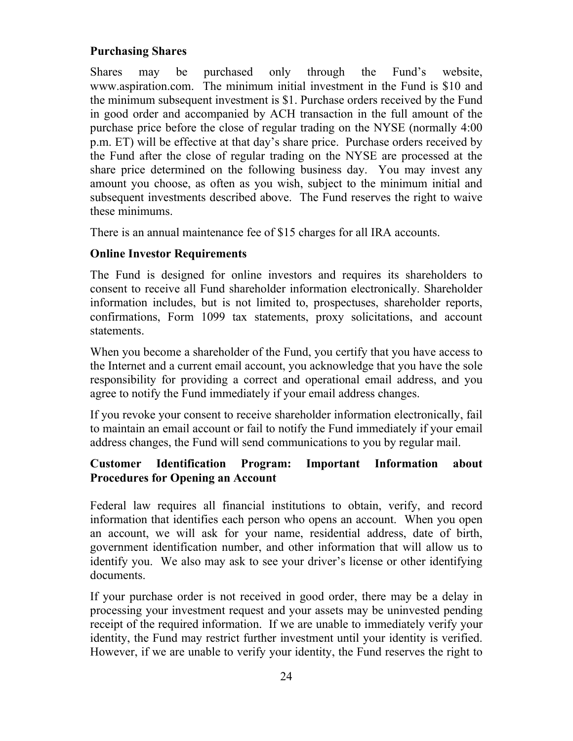**Purchasing Shares**

Shares may be purchased only through the Fund's website, www.aspiration.com. The minimum initial investment in the Fund is $10 and the minimum subsequent investment is $1. Purchase orders received by the Fund in good order and accompanied by ACH transaction in the full amount of the purchase price before the close of regular trading on the NYSE (normally 4:00 p.m. ET) will be effective at that day's share price. Purchase orders received by the Fund after the close of regular trading on the NYSE are processed at the share price determined on the following business day. You may invest any amount you choose, as often as you wish, subject to the minimum initial and subsequent investments described above. The Fund reserves the right to waive these minimums.

There is an annual maintenance fee of $15 charges for all IRA accounts.

**Online Investor Requirements**

The Fund is designed for online investors and requires its shareholders to consent to receive all Fund shareholder information electronically. Shareholder information includes, but is not limited to, prospectuses, shareholder reports, confirmations, Form 1099 tax statements, proxy solicitations, and account statements.

When you become a shareholder of the Fund, you certify that you have access to the Internet and a current email account, you acknowledge that you have the sole responsibility for providing a correct and operational email address, and you agree to notify the Fund immediately if your email address changes.

If you revoke your consent to receive shareholder information electronically, fail to maintain an email account or fail to notify the Fund immediately if your email address changes, the Fund will send communications to you by regular mail.

**Customer Identification Program: Important Information about Procedures for Opening an Account**

Federal law requires all financial institutions to obtain, verify, and record information that identifies each person who opens an account. When you open an account, we will ask for your name, residential address, date of birth, government identification number, and other information that will allow us to identify you. We also may ask to see your driver's license or other identifying documents.

If your purchase order is not received in good order, there may be a delay in processing your investment request and your assets may be uninvested pending receipt of the required information. If we are unable to immediately verify your identity, the Fund may restrict further investment until your identity is verified. However, if we are unable to verify your identity, the Fund reserves the right to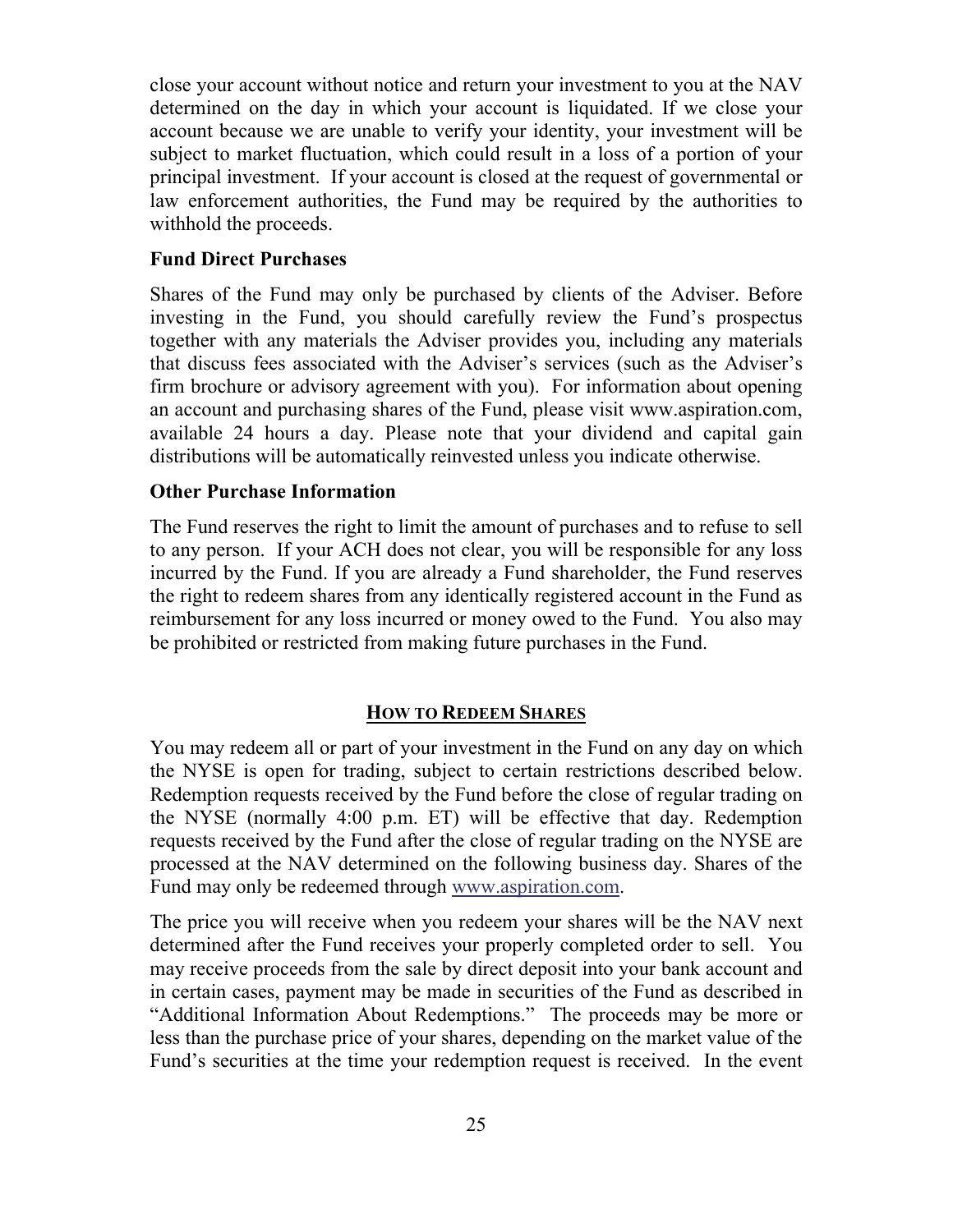close your account without notice and return your investment to you at the NAV determined on the day in which your account is liquidated. If we close your account because we are unable to verify your identity, your investment will be subject to market fluctuation, which could result in a loss of a portion of your principal investment. If your account is closed at the request of governmental or law enforcement authorities, the Fund may be required by the authorities to withhold the proceeds.

### Fund Direct Purchases

Shares of the Fund may only be purchased by clients of the Adviser. Before investing in the Fund, you should carefully review the Fund's prospectus together with any materials the Adviser provides you, including any materials that discuss fees associated with the Adviser's services (such as the Adviser's firm brochure or advisory agreement with you). For information about opening an account and purchasing shares of the Fund, please visit www.aspiration.com, available 24 hours a day. Please note that your dividend and capital gain distributions will be automatically reinvested unless you indicate otherwise.

### Other Purchase Information

The Fund reserves the right to limit the amount of purchases and to refuse to sell to any person. If your ACH does not clear, you will be responsible for any loss incurred by the Fund. If you are already a Fund shareholder, the Fund reserves the right to redeem shares from any identically registered account in the Fund as reimbursement for any loss incurred or money owed to the Fund. You also may be prohibited or restricted from making future purchases in the Fund.

## HOW TO REDEEM SHARES

You may redeem all or part of your investment in the Fund on any day on which the NYSE is open for trading, subject to certain restrictions described below. Redemption requests received by the Fund before the close of regular trading on the NYSE (normally 4:00 p.m. ET) will be effective that day. Redemption requests received by the Fund after the close of regular trading on the NYSE are processed at the NAV determined on the following business day. Shares of the Fund may only be redeemed through www.aspiration.com.

The price you will receive when you redeem your shares will be the NAV next determined after the Fund receives your properly completed order to sell. You may receive proceeds from the sale by direct deposit into your bank account and in certain cases, payment may be made in securities of the Fund as described in "Additional Information About Redemptions." The proceeds may be more or less than the purchase price of your shares, depending on the market value of the Fund's securities at the time your redemption request is received. In the event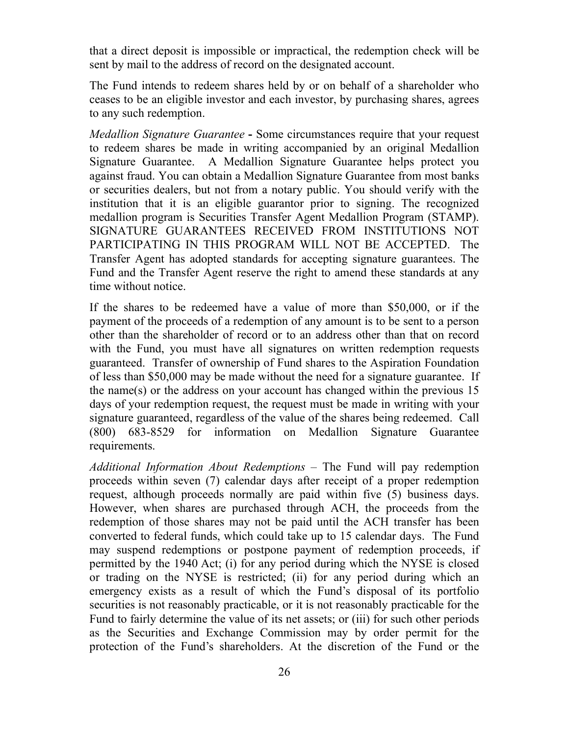that a direct deposit is impossible or impractical, the redemption check will be sent by mail to the address of record on the designated account.

The Fund intends to redeem shares held by or on behalf of a shareholder who ceases to be an eligible investor and each investor, by purchasing shares, agrees to any such redemption.

*Medallion Signature Guarantee* **-** Some circumstances require that your request to redeem shares be made in writing accompanied by an original Medallion Signature Guarantee. A Medallion Signature Guarantee helps protect you against fraud. You can obtain a Medallion Signature Guarantee from most banks or securities dealers, but not from a notary public. You should verify with the institution that it is an eligible guarantor prior to signing. The recognized medallion program is Securities Transfer Agent Medallion Program (STAMP). SIGNATURE GUARANTEES RECEIVED FROM INSTITUTIONS NOT PARTICIPATING IN THIS PROGRAM WILL NOT BE ACCEPTED. The Transfer Agent has adopted standards for accepting signature guarantees. The Fund and the Transfer Agent reserve the right to amend these standards at any time without notice.

If the shares to be redeemed have a value of more than $50,000, or if the payment of the proceeds of a redemption of any amount is to be sent to a person other than the shareholder of record or to an address other than that on record with the Fund, you must have all signatures on written redemption requests guaranteed. Transfer of ownership of Fund shares to the Aspiration Foundation of less than $50,000 may be made without the need for a signature guarantee. If the name(s) or the address on your account has changed within the previous 15 days of your redemption request, the request must be made in writing with your signature guaranteed, regardless of the value of the shares being redeemed. Call (800) 683-8529 for information on Medallion Signature Guarantee requirements.

*Additional Information About Redemptions* – The Fund will pay redemption proceeds within seven (7) calendar days after receipt of a proper redemption request, although proceeds normally are paid within five (5) business days. However, when shares are purchased through ACH, the proceeds from the redemption of those shares may not be paid until the ACH transfer has been converted to federal funds, which could take up to 15 calendar days. The Fund may suspend redemptions or postpone payment of redemption proceeds, if permitted by the 1940 Act; (i) for any period during which the NYSE is closed or trading on the NYSE is restricted; (ii) for any period during which an emergency exists as a result of which the Fund's disposal of its portfolio securities is not reasonably practicable, or it is not reasonably practicable for the Fund to fairly determine the value of its net assets; or (iii) for such other periods as the Securities and Exchange Commission may by order permit for the protection of the Fund's shareholders. At the discretion of the Fund or the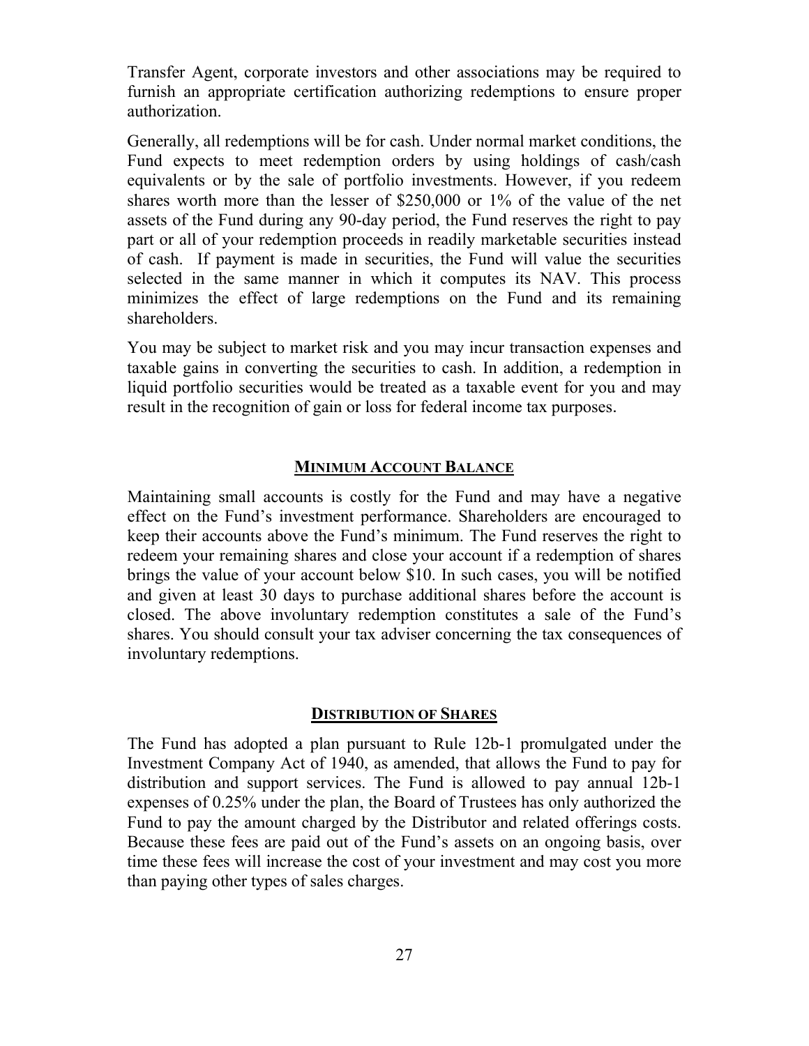Transfer Agent, corporate investors and other associations may be required to furnish an appropriate certification authorizing redemptions to ensure proper authorization.

Generally, all redemptions will be for cash. Under normal market conditions, the Fund expects to meet redemption orders by using holdings of cash/cash equivalents or by the sale of portfolio investments. However, if you redeem shares worth more than the lesser of $250,000 or 1% of the value of the net assets of the Fund during any 90-day period, the Fund reserves the right to pay part or all of your redemption proceeds in readily marketable securities instead of cash. If payment is made in securities, the Fund will value the securities selected in the same manner in which it computes its NAV. This process minimizes the effect of large redemptions on the Fund and its remaining shareholders.

You may be subject to market risk and you may incur transaction expenses and taxable gains in converting the securities to cash. In addition, a redemption in liquid portfolio securities would be treated as a taxable event for you and may result in the recognition of gain or loss for federal income tax purposes.

## MINIMUM ACCOUNT BALANCE

Maintaining small accounts is costly for the Fund and may have a negative effect on the Fund's investment performance. Shareholders are encouraged to keep their accounts above the Fund's minimum. The Fund reserves the right to redeem your remaining shares and close your account if a redemption of shares brings the value of your account below $10. In such cases, you will be notified and given at least 30 days to purchase additional shares before the account is closed. The above involuntary redemption constitutes a sale of the Fund's shares. You should consult your tax adviser concerning the tax consequences of involuntary redemptions.

## DISTRIBUTION OF SHARES

The Fund has adopted a plan pursuant to Rule 12b-1 promulgated under the Investment Company Act of 1940, as amended, that allows the Fund to pay for distribution and support services. The Fund is allowed to pay annual 12b-1 expenses of 0.25% under the plan, the Board of Trustees has only authorized the Fund to pay the amount charged by the Distributor and related offerings costs. Because these fees are paid out of the Fund's assets on an ongoing basis, over time these fees will increase the cost of your investment and may cost you more than paying other types of sales charges.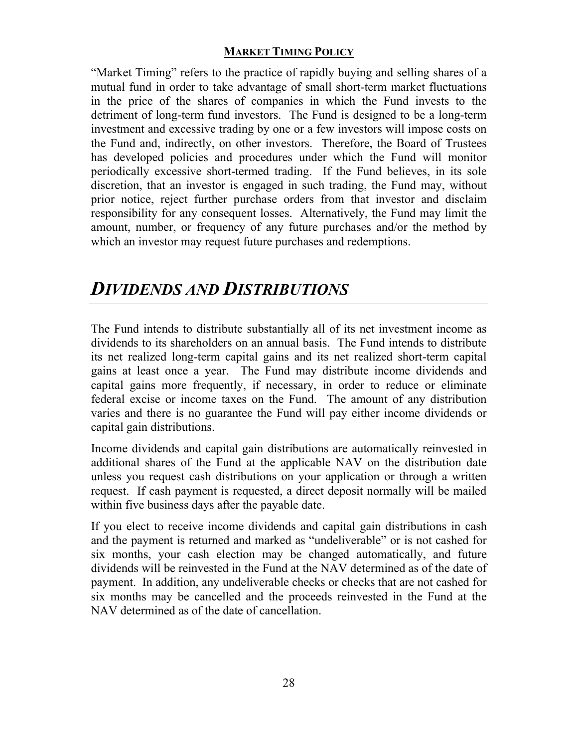### **MARKET TIMING POLICY**

"Market Timing" refers to the practice of rapidly buying and selling shares of a mutual fund in order to take advantage of small short-term market fluctuations in the price of the shares of companies in which the Fund invests to the detriment of long-term fund investors. The Fund is designed to be a long-term investment and excessive trading by one or a few investors will impose costs on the Fund and, indirectly, on other investors. Therefore, the Board of Trustees has developed policies and procedures under which the Fund will monitor periodically excessive short-termed trading. If the Fund believes, in its sole discretion, that an investor is engaged in such trading, the Fund may, without prior notice, reject further purchase orders from that investor and disclaim responsibility for any consequent losses. Alternatively, the Fund may limit the amount, number, or frequency of any future purchases and/or the method by which an investor may request future purchases and redemptions.

## *DIVIDENDS AND DISTRIBUTIONS*

The Fund intends to distribute substantially all of its net investment income as dividends to its shareholders on an annual basis. The Fund intends to distribute its net realized long-term capital gains and its net realized short-term capital gains at least once a year. The Fund may distribute income dividends and capital gains more frequently, if necessary, in order to reduce or eliminate federal excise or income taxes on the Fund. The amount of any distribution varies and there is no guarantee the Fund will pay either income dividends or capital gain distributions.

Income dividends and capital gain distributions are automatically reinvested in additional shares of the Fund at the applicable NAV on the distribution date unless you request cash distributions on your application or through a written request. If cash payment is requested, a direct deposit normally will be mailed within five business days after the payable date.

If you elect to receive income dividends and capital gain distributions in cash and the payment is returned and marked as "undeliverable" or is not cashed for six months, your cash election may be changed automatically, and future dividends will be reinvested in the Fund at the NAV determined as of the date of payment. In addition, any undeliverable checks or checks that are not cashed for six months may be cancelled and the proceeds reinvested in the Fund at the NAV determined as of the date of cancellation.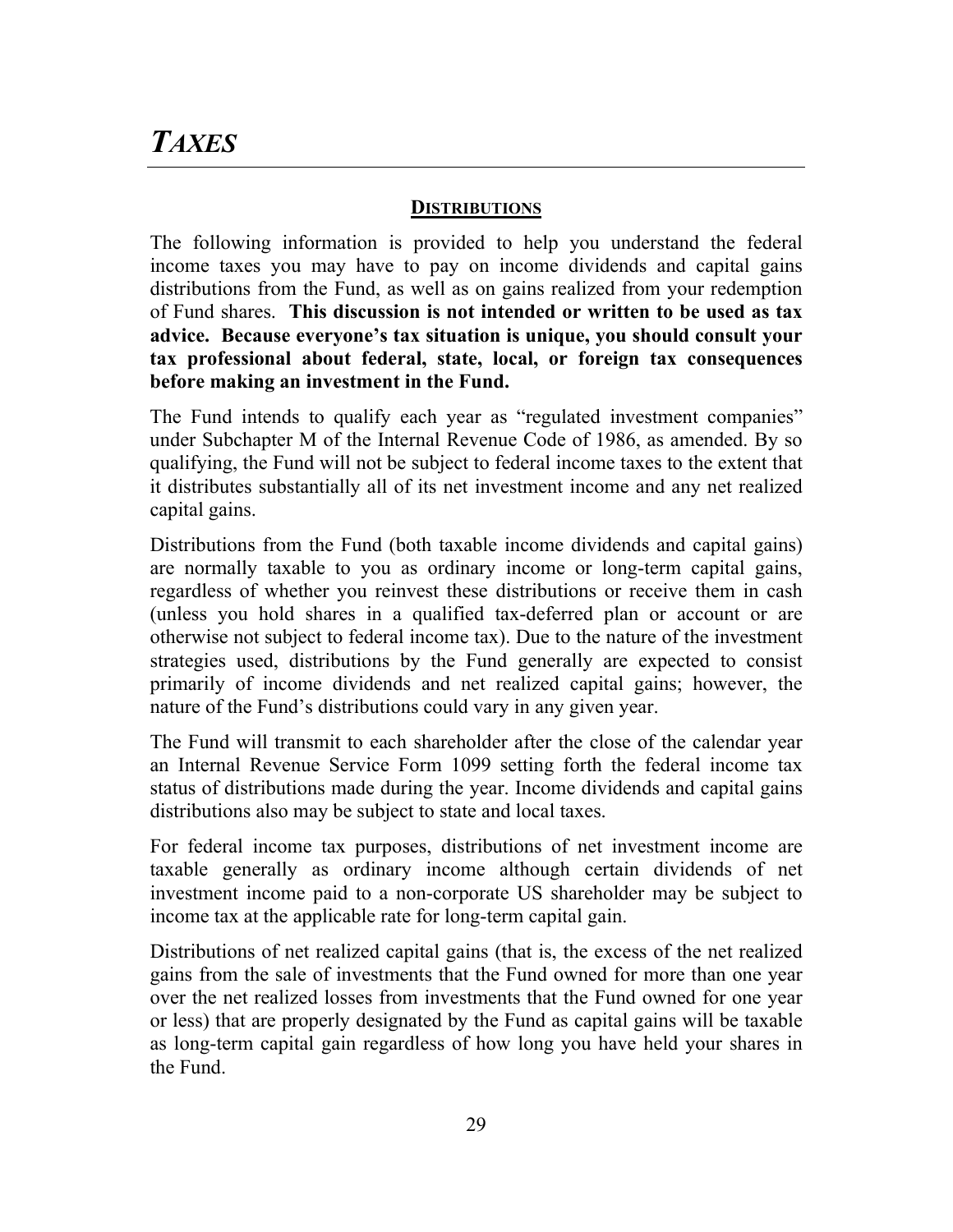# *TAXES*

## DISTRIBUTIONS

The following information is provided to help you understand the federal income taxes you may have to pay on income dividends and capital gains distributions from the Fund, as well as on gains realized from your redemption of Fund shares. **This discussion is not intended or written to be used as tax advice. Because everyone's tax situation is unique, you should consult your tax professional about federal, state, local, or foreign tax consequences before making an investment in the Fund.**

The Fund intends to qualify each year as "regulated investment companies" under Subchapter M of the Internal Revenue Code of 1986, as amended. By so qualifying, the Fund will not be subject to federal income taxes to the extent that it distributes substantially all of its net investment income and any net realized capital gains.

Distributions from the Fund (both taxable income dividends and capital gains) are normally taxable to you as ordinary income or long-term capital gains, regardless of whether you reinvest these distributions or receive them in cash (unless you hold shares in a qualified tax-deferred plan or account or are otherwise not subject to federal income tax). Due to the nature of the investment strategies used, distributions by the Fund generally are expected to consist primarily of income dividends and net realized capital gains; however, the nature of the Fund's distributions could vary in any given year.

The Fund will transmit to each shareholder after the close of the calendar year an Internal Revenue Service Form 1099 setting forth the federal income tax status of distributions made during the year. Income dividends and capital gains distributions also may be subject to state and local taxes.

For federal income tax purposes, distributions of net investment income are taxable generally as ordinary income although certain dividends of net investment income paid to a non-corporate US shareholder may be subject to income tax at the applicable rate for long-term capital gain.

Distributions of net realized capital gains (that is, the excess of the net realized gains from the sale of investments that the Fund owned for more than one year over the net realized losses from investments that the Fund owned for one year or less) that are properly designated by the Fund as capital gains will be taxable as long-term capital gain regardless of how long you have held your shares in the Fund.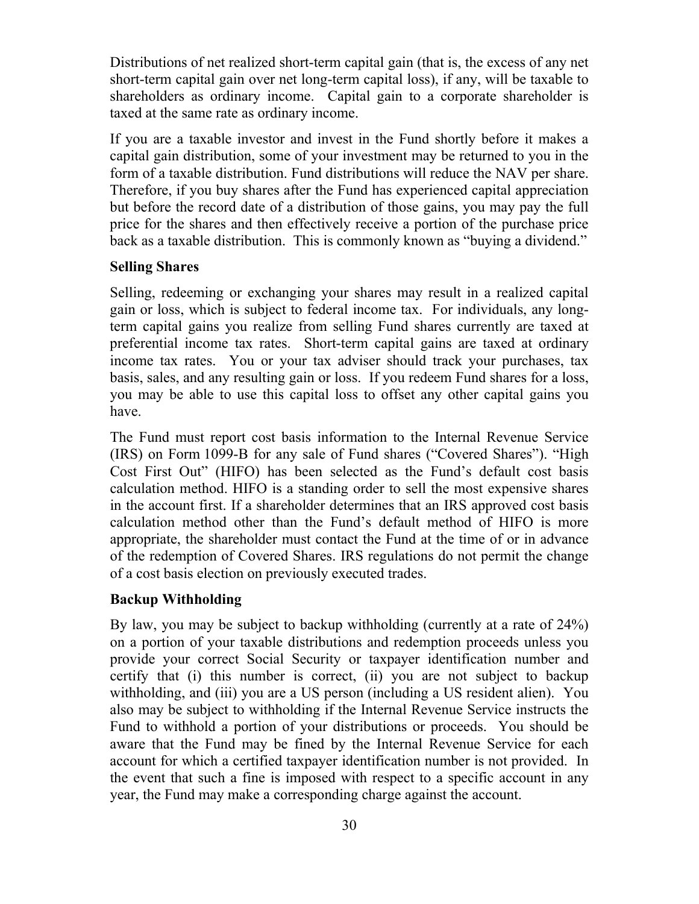Distributions of net realized short-term capital gain (that is, the excess of any net short-term capital gain over net long-term capital loss), if any, will be taxable to shareholders as ordinary income. Capital gain to a corporate shareholder is taxed at the same rate as ordinary income.

If you are a taxable investor and invest in the Fund shortly before it makes a capital gain distribution, some of your investment may be returned to you in the form of a taxable distribution. Fund distributions will reduce the NAV per share. Therefore, if you buy shares after the Fund has experienced capital appreciation but before the record date of a distribution of those gains, you may pay the full price for the shares and then effectively receive a portion of the purchase price back as a taxable distribution. This is commonly known as "buying a dividend."

**Selling Shares**

Selling, redeeming or exchanging your shares may result in a realized capital gain or loss, which is subject to federal income tax. For individuals, any long-term capital gains you realize from selling Fund shares currently are taxed at preferential income tax rates. Short-term capital gains are taxed at ordinary income tax rates. You or your tax adviser should track your purchases, tax basis, sales, and any resulting gain or loss. If you redeem Fund shares for a loss, you may be able to use this capital loss to offset any other capital gains you have.

The Fund must report cost basis information to the Internal Revenue Service (IRS) on Form 1099-B for any sale of Fund shares ("Covered Shares"). "High Cost First Out" (HIFO) has been selected as the Fund's default cost basis calculation method. HIFO is a standing order to sell the most expensive shares in the account first. If a shareholder determines that an IRS approved cost basis calculation method other than the Fund's default method of HIFO is more appropriate, the shareholder must contact the Fund at the time of or in advance of the redemption of Covered Shares. IRS regulations do not permit the change of a cost basis election on previously executed trades.

**Backup Withholding**

By law, you may be subject to backup withholding (currently at a rate of 24%) on a portion of your taxable distributions and redemption proceeds unless you provide your correct Social Security or taxpayer identification number and certify that (i) this number is correct, (ii) you are not subject to backup withholding, and (iii) you are a US person (including a US resident alien). You also may be subject to withholding if the Internal Revenue Service instructs the Fund to withhold a portion of your distributions or proceeds. You should be aware that the Fund may be fined by the Internal Revenue Service for each account for which a certified taxpayer identification number is not provided. In the event that such a fine is imposed with respect to a specific account in any year, the Fund may make a corresponding charge against the account.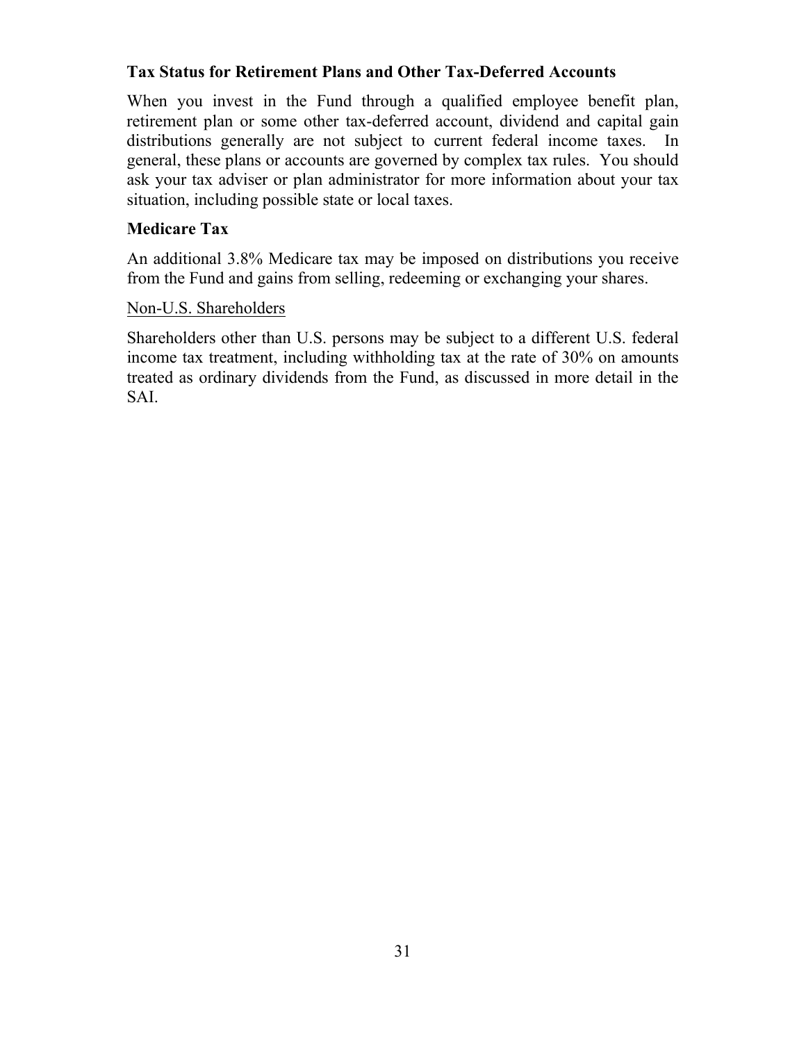**Tax Status for Retirement Plans and Other Tax-Deferred Accounts**

When you invest in the Fund through a qualified employee benefit plan, retirement plan or some other tax-deferred account, dividend and capital gain distributions generally are not subject to current federal income taxes. In general, these plans or accounts are governed by complex tax rules. You should ask your tax adviser or plan administrator for more information about your tax situation, including possible state or local taxes.

**Medicare Tax**

An additional 3.8% Medicare tax may be imposed on distributions you receive from the Fund and gains from selling, redeeming or exchanging your shares.

<u>Non-U.S. Shareholders</u>

Shareholders other than U.S. persons may be subject to a different U.S. federal income tax treatment, including withholding tax at the rate of 30% on amounts treated as ordinary dividends from the Fund, as discussed in more detail in the SAI.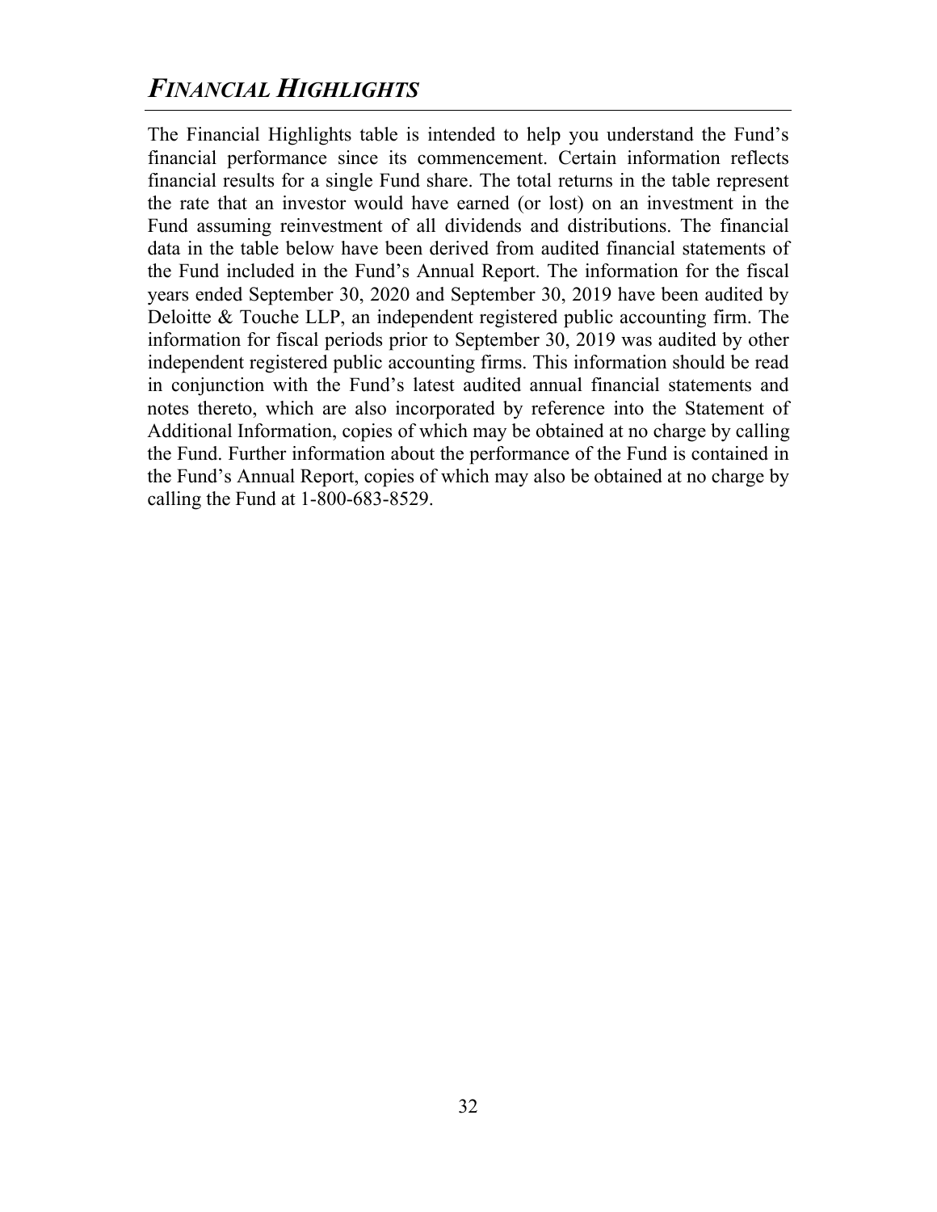## *FINANCIAL HIGHLIGHTS*

The Financial Highlights table is intended to help you understand the Fund's financial performance since its commencement. Certain information reflects financial results for a single Fund share. The total returns in the table represent the rate that an investor would have earned (or lost) on an investment in the Fund assuming reinvestment of all dividends and distributions. The financial data in the table below have been derived from audited financial statements of the Fund included in the Fund's Annual Report. The information for the fiscal years ended September 30, 2020 and September 30, 2019 have been audited by Deloitte & Touche LLP, an independent registered public accounting firm. The information for fiscal periods prior to September 30, 2019 was audited by other independent registered public accounting firms. This information should be read in conjunction with the Fund's latest audited annual financial statements and notes thereto, which are also incorporated by reference into the Statement of Additional Information, copies of which may be obtained at no charge by calling the Fund. Further information about the performance of the Fund is contained in the Fund's Annual Report, copies of which may also be obtained at no charge by calling the Fund at 1-800-683-8529.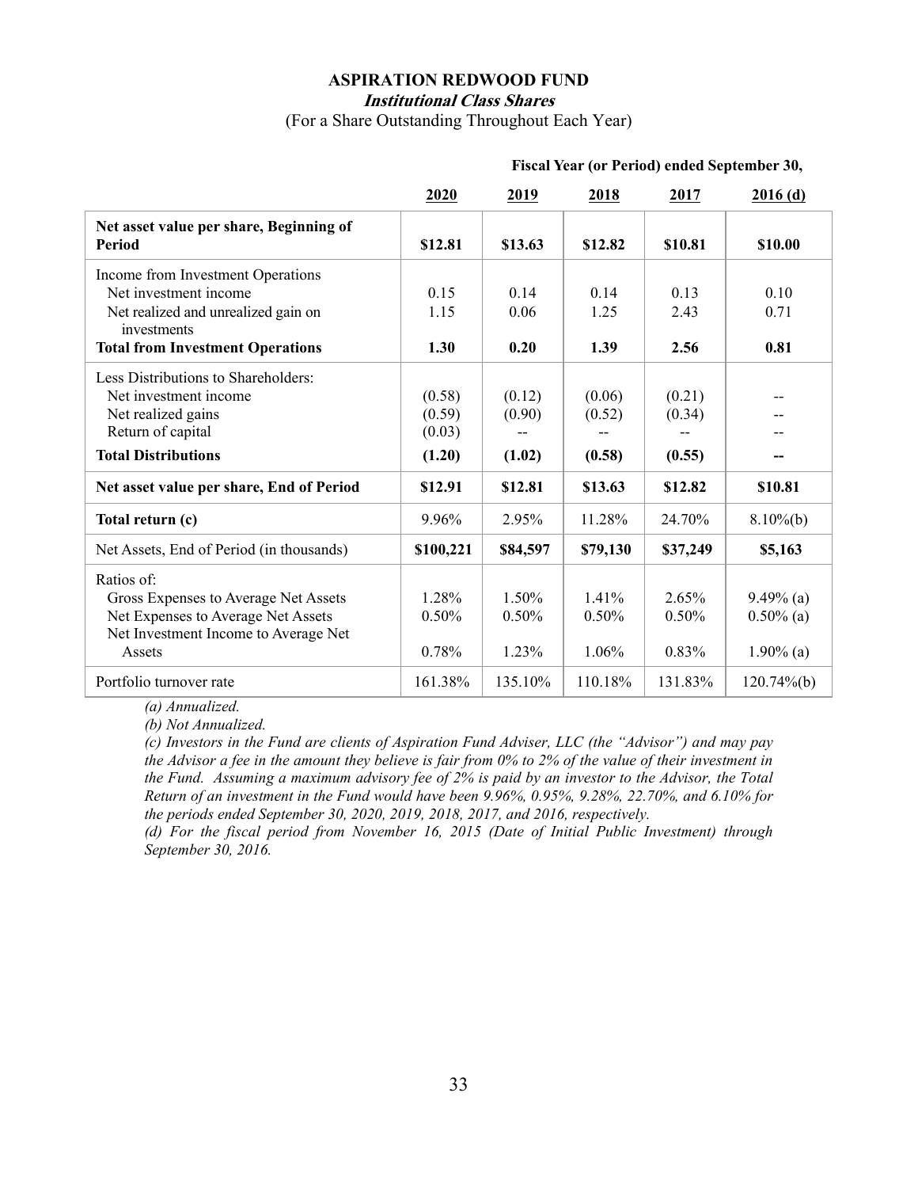## ASPIRATION REDWOOD FUND

***Institutional Class Shares***

(For a Share Outstanding Throughout Each Year)

| | Fiscal Year (or Period) ended September 30, | | | | |
|---|---|---|---|---|---|
| | **2020** | **2019** | **2018** | **2017** | **2016 (d)** |
| **Net asset value per share, Beginning of Period** | **$12.81** | **$13.63** | **$12.82** | **$10.81** | **$10.00** |
| Income from Investment Operations | | | | | |
| Net investment income | 0.15 | 0.14 | 0.14 | 0.13 | 0.10 |
| Net realized and unrealized gain on investments | 1.15 | 0.06 | 1.25 | 2.43 | 0.71 |
| **Total from Investment Operations** | **1.30** | **0.20** | **1.39** | **2.56** | **0.81** |
| Less Distributions to Shareholders: | | | | | |
| Net investment income | (0.58) | (0.12) | (0.06) | (0.21) | -- |
| Net realized gains | (0.59) | (0.90) | (0.52) | (0.34) | -- |
| Return of capital | (0.03) | -- | -- | -- | -- |
| **Total Distributions** | **(1.20)** | **(1.02)** | **(0.58)** | **(0.55)** | **--** |
| **Net asset value per share, End of Period** | **$12.91** | **$12.81** | **$13.63** | **$12.82** | **$10.81** |
| **Total return (c)** | 9.96% | 2.95% | 11.28% | 24.70% | 8.10%(b) |
| Net Assets, End of Period (in thousands) | **$100,221** | **$84,597** | **$79,130** | **$37,249** | **$5,163** |
| Ratios of: | | | | | |
| Gross Expenses to Average Net Assets | 1.28% | 1.50% | 1.41% | 2.65% | 9.49% (a) |
| Net Expenses to Average Net Assets | 0.50% | 0.50% | 0.50% | 0.50% | 0.50% (a) |
| Net Investment Income to Average Net Assets | 0.78% | 1.23% | 1.06% | 0.83% | 1.90% (a) |
| Portfolio turnover rate | 161.38% | 135.10% | 110.18% | 131.83% | 120.74%(b) |

*(a) Annualized.*

*(b) Not Annualized.*

*(c) Investors in the Fund are clients of Aspiration Fund Adviser, LLC (the "Advisor") and may pay the Advisor a fee in the amount they believe is fair from 0% to 2% of the value of their investment in the Fund. Assuming a maximum advisory fee of 2% is paid by an investor to the Advisor, the Total Return of an investment in the Fund would have been 9.96%, 0.95%, 9.28%, 22.70%, and 6.10% for the periods ended September 30, 2020, 2019, 2018, 2017, and 2016, respectively.*

*(d) For the fiscal period from November 16, 2015 (Date of Initial Public Investment) through September 30, 2016.*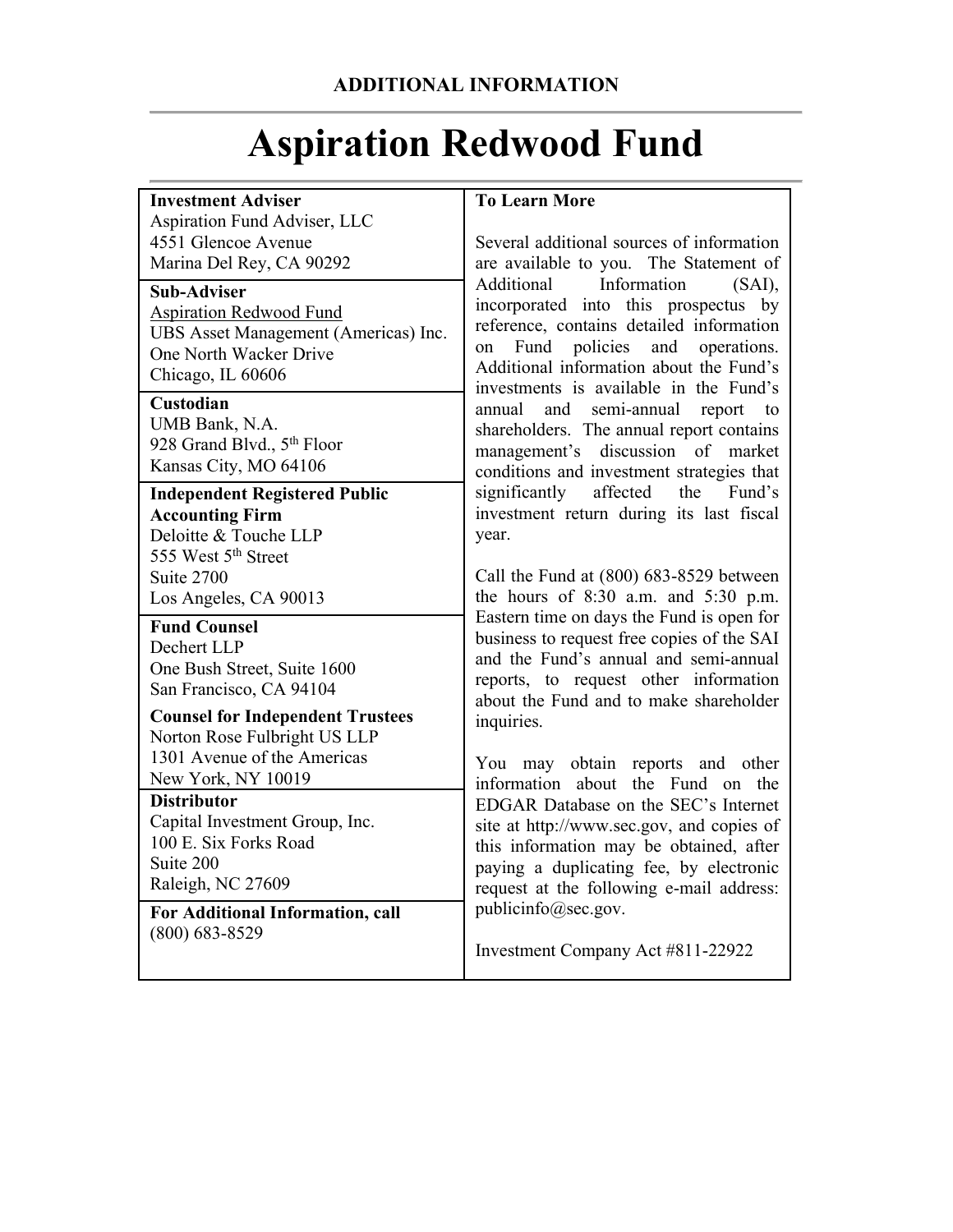**ADDITIONAL INFORMATION**

# Aspiration Redwood Fund

**Investment Adviser**
Aspiration Fund Adviser, LLC
4551 Glencoe Avenue
Marina Del Rey, CA 90292

**Sub-Adviser**
Aspiration Redwood Fund
UBS Asset Management (Americas) Inc.
One North Wacker Drive
Chicago, IL 60606

**Custodian**
UMB Bank, N.A.
928 Grand Blvd., 5th Floor
Kansas City, MO 64106

**Independent Registered Public Accounting Firm**
Deloitte & Touche LLP
555 West 5th Street
Suite 2700
Los Angeles, CA 90013

**Fund Counsel**
Dechert LLP
One Bush Street, Suite 1600
San Francisco, CA 94104

**Counsel for Independent Trustees**
Norton Rose Fulbright US LLP
1301 Avenue of the Americas
New York, NY 10019

**Distributor**
Capital Investment Group, Inc.
100 E. Six Forks Road
Suite 200
Raleigh, NC 27609

**For Additional Information, call**
(800) 683-8529

**To Learn More**

Several additional sources of information are available to you. The Statement of Additional Information (SAI), incorporated into this prospectus by reference, contains detailed information on Fund policies and operations. Additional information about the Fund's investments is available in the Fund's annual and semi-annual report to shareholders. The annual report contains management's discussion of market conditions and investment strategies that significantly affected the Fund's investment return during its last fiscal year.

Call the Fund at (800) 683-8529 between the hours of 8:30 a.m. and 5:30 p.m. Eastern time on days the Fund is open for business to request free copies of the SAI and the Fund's annual and semi-annual reports, to request other information about the Fund and to make shareholder inquiries.

You may obtain reports and other information about the Fund on the EDGAR Database on the SEC's Internet site at http://www.sec.gov, and copies of this information may be obtained, after paying a duplicating fee, by electronic request at the following e-mail address: publicinfo@sec.gov.

Investment Company Act #811-22922